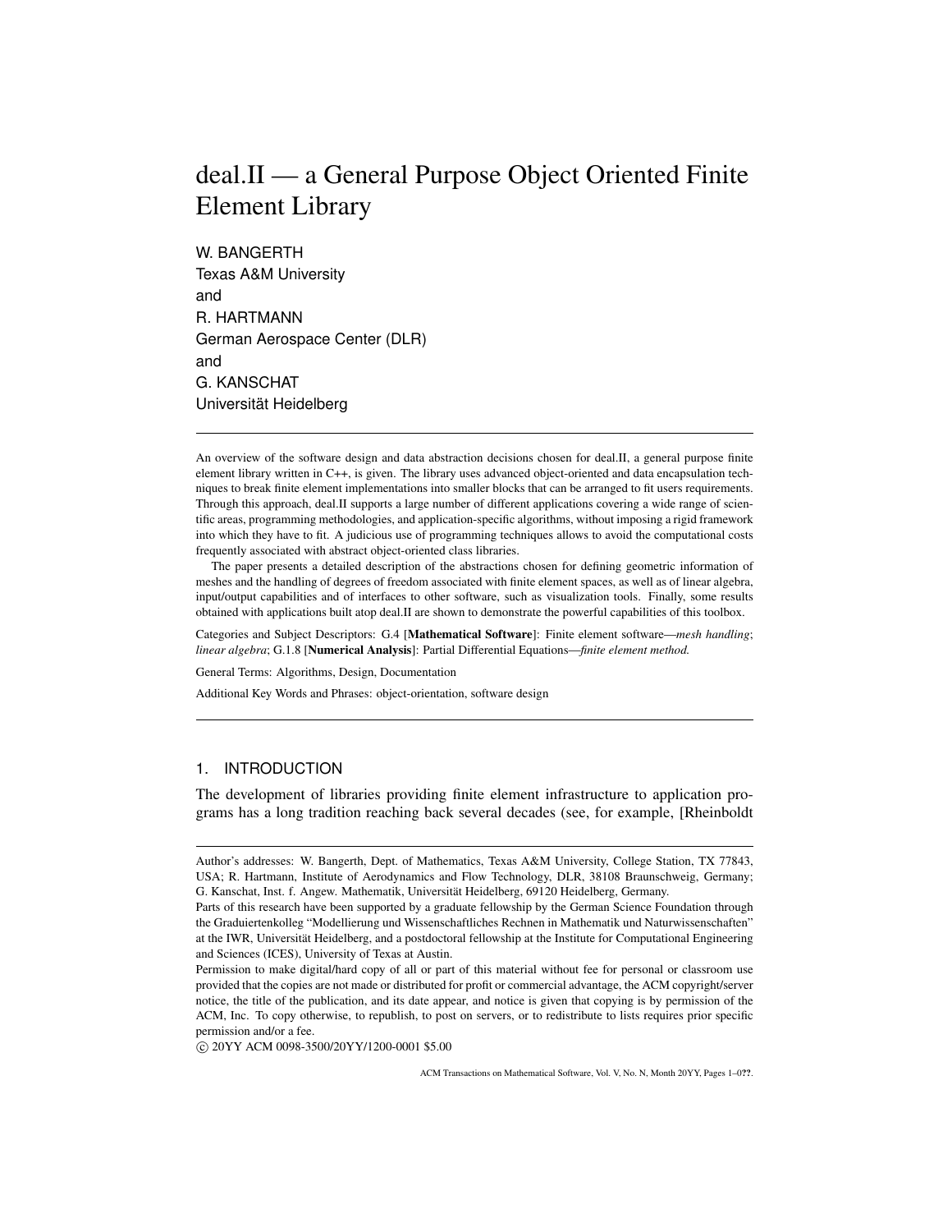# deal.II — a General Purpose Object Oriented Finite Element Library

W. BANGERTH
Texas A&M University
and
R. HARTMANN
German Aerospace Center (DLR)
and
G. KANSCHAT
Universität Heidelberg

---

An overview of the software design and data abstraction decisions chosen for deal.II, a general purpose finite element library written in C++, is given. The library uses advanced object-oriented and data encapsulation techniques to break finite element implementations into smaller blocks that can be arranged to fit users requirements. Through this approach, deal.II supports a large number of different applications covering a wide range of scientific areas, programming methodologies, and application-specific algorithms, without imposing a rigid framework into which they have to fit. A judicious use of programming techniques allows to avoid the computational costs frequently associated with abstract object-oriented class libraries.

The paper presents a detailed description of the abstractions chosen for defining geometric information of meshes and the handling of degrees of freedom associated with finite element spaces, as well as of linear algebra, input/output capabilities and of interfaces to other software, such as visualization tools. Finally, some results obtained with applications built atop deal.II are shown to demonstrate the powerful capabilities of this toolbox.

Categories and Subject Descriptors: G.4 [**Mathematical Software**]: Finite element software—*mesh handling*; *linear algebra*; G.1.8 [**Numerical Analysis**]: Partial Differential Equations—*finite element method.*

General Terms: Algorithms, Design, Documentation

Additional Key Words and Phrases: object-orientation, software design

---

## 1. INTRODUCTION

The development of libraries providing finite element infrastructure to application programs has a long tradition reaching back several decades (see, for example, [Rheinboldt

---

Author's addresses: W. Bangerth, Dept. of Mathematics, Texas A&M University, College Station, TX 77843, USA; R. Hartmann, Institute of Aerodynamics and Flow Technology, DLR, 38108 Braunschweig, Germany; G. Kanschat, Inst. f. Angew. Mathematik, Universität Heidelberg, 69120 Heidelberg, Germany.

Parts of this research have been supported by a graduate fellowship by the German Science Foundation through the Graduiertenkolleg "Modellierung und Wissenschaftliches Rechnen in Mathematik und Naturwissenschaften" at the IWR, Universität Heidelberg, and a postdoctoral fellowship at the Institute for Computational Engineering and Sciences (ICES), University of Texas at Austin.

Permission to make digital/hard copy of all or part of this material without fee for personal or classroom use provided that the copies are not made or distributed for profit or commercial advantage, the ACM copyright/server notice, the title of the publication, and its date appear, and notice is given that copying is by permission of the ACM, Inc. To copy otherwise, to republish, to post on servers, or to redistribute to lists requires prior specific permission and/or a fee.

© 20YY ACM 0098-3500/20YY/1200-0001 $5.00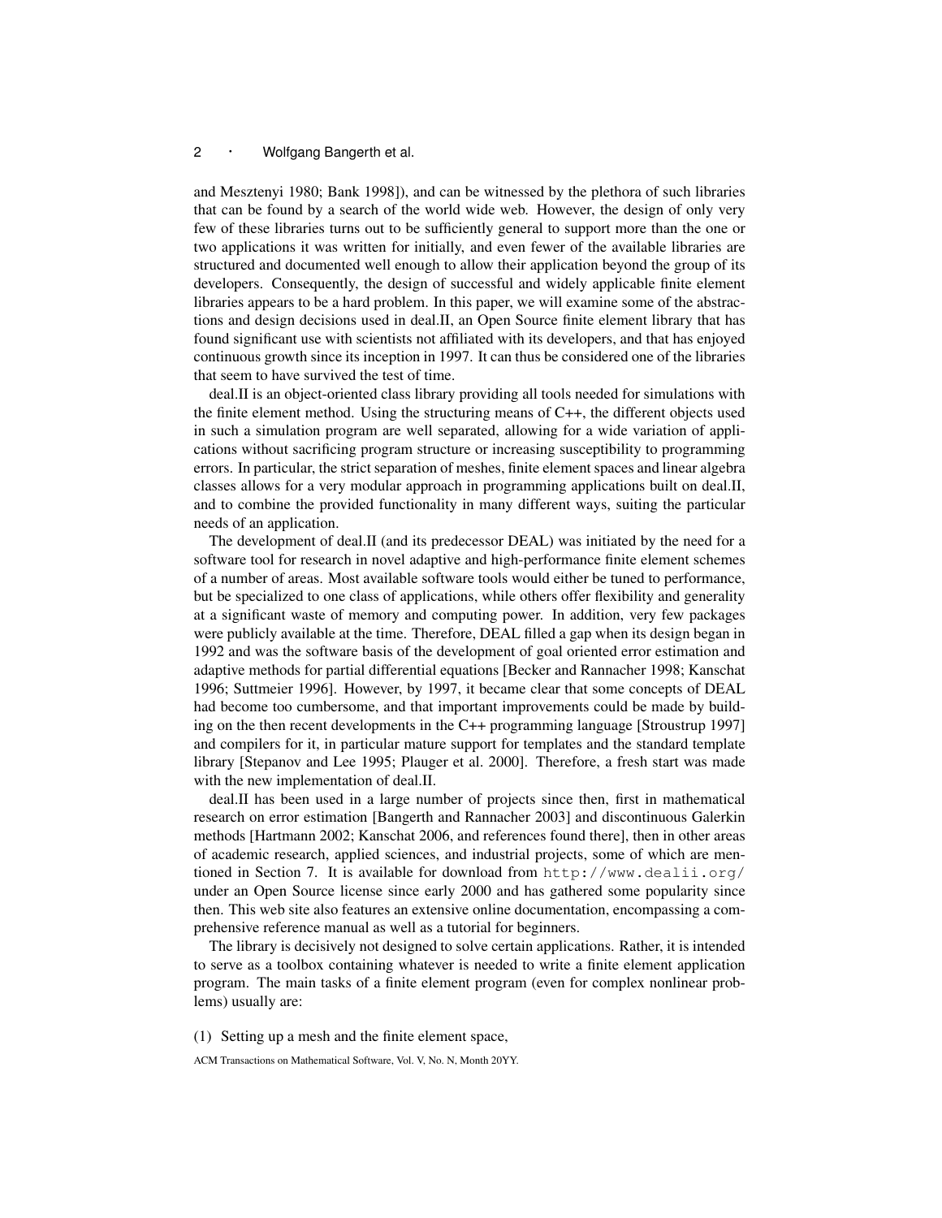and Mesztenyi 1980; Bank 1998]), and can be witnessed by the plethora of such libraries that can be found by a search of the world wide web. However, the design of only very few of these libraries turns out to be sufficiently general to support more than the one or two applications it was written for initially, and even fewer of the available libraries are structured and documented well enough to allow their application beyond the group of its developers. Consequently, the design of successful and widely applicable finite element libraries appears to be a hard problem. In this paper, we will examine some of the abstractions and design decisions used in deal.II, an Open Source finite element library that has found significant use with scientists not affiliated with its developers, and that has enjoyed continuous growth since its inception in 1997. It can thus be considered one of the libraries that seem to have survived the test of time.

deal.II is an object-oriented class library providing all tools needed for simulations with the finite element method. Using the structuring means of C++, the different objects used in such a simulation program are well separated, allowing for a wide variation of applications without sacrificing program structure or increasing susceptibility to programming errors. In particular, the strict separation of meshes, finite element spaces and linear algebra classes allows for a very modular approach in programming applications built on deal.II, and to combine the provided functionality in many different ways, suiting the particular needs of an application.

The development of deal.II (and its predecessor DEAL) was initiated by the need for a software tool for research in novel adaptive and high-performance finite element schemes of a number of areas. Most available software tools would either be tuned to performance, but be specialized to one class of applications, while others offer flexibility and generality at a significant waste of memory and computing power. In addition, very few packages were publicly available at the time. Therefore, DEAL filled a gap when its design began in 1992 and was the software basis of the development of goal oriented error estimation and adaptive methods for partial differential equations [Becker and Rannacher 1998; Kanschat 1996; Suttmeier 1996]. However, by 1997, it became clear that some concepts of DEAL had become too cumbersome, and that important improvements could be made by building on the then recent developments in the C++ programming language [Stroustrup 1997] and compilers for it, in particular mature support for templates and the standard template library [Stepanov and Lee 1995; Plauger et al. 2000]. Therefore, a fresh start was made with the new implementation of deal.II.

deal.II has been used in a large number of projects since then, first in mathematical research on error estimation [Bangerth and Rannacher 2003] and discontinuous Galerkin methods [Hartmann 2002; Kanschat 2006, and references found there], then in other areas of academic research, applied sciences, and industrial projects, some of which are mentioned in Section 7. It is available for download from `http://www.dealii.org/` under an Open Source license since early 2000 and has gathered some popularity since then. This web site also features an extensive online documentation, encompassing a comprehensive reference manual as well as a tutorial for beginners.

The library is decisively not designed to solve certain applications. Rather, it is intended to serve as a toolbox containing whatever is needed to write a finite element application program. The main tasks of a finite element program (even for complex nonlinear problems) usually are:

(1) Setting up a mesh and the finite element space,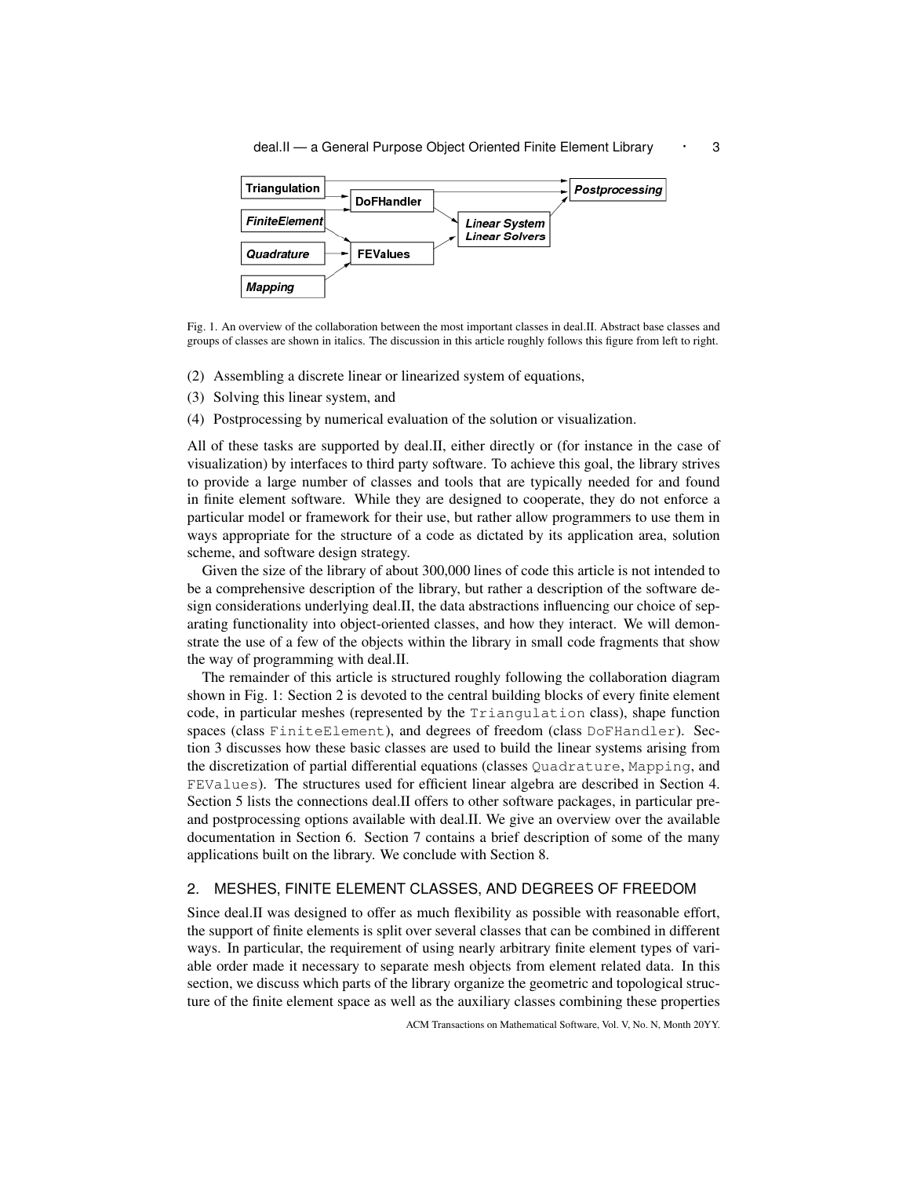Fig. 1. An overview of the collaboration between the most important classes in deal.II. Abstract base classes and groups of classes are shown in italics. The discussion in this article roughly follows this figure from left to right.

(2) Assembling a discrete linear or linearized system of equations,

(3) Solving this linear system, and

(4) Postprocessing by numerical evaluation of the solution or visualization.

All of these tasks are supported by deal.II, either directly or (for instance in the case of visualization) by interfaces to third party software. To achieve this goal, the library strives to provide a large number of classes and tools that are typically needed for and found in finite element software. While they are designed to cooperate, they do not enforce a particular model or framework for their use, but rather allow programmers to use them in ways appropriate for the structure of a code as dictated by its application area, solution scheme, and software design strategy.

Given the size of the library of about 300,000 lines of code this article is not intended to be a comprehensive description of the library, but rather a description of the software design considerations underlying deal.II, the data abstractions influencing our choice of separating functionality into object-oriented classes, and how they interact. We will demonstrate the use of a few of the objects within the library in small code fragments that show the way of programming with deal.II.

The remainder of this article is structured roughly following the collaboration diagram shown in Fig. 1: Section 2 is devoted to the central building blocks of every finite element code, in particular meshes (represented by the `Triangulation` class), shape function spaces (class `FiniteElement`), and degrees of freedom (class `DoFHandler`). Section 3 discusses how these basic classes are used to build the linear systems arising from the discretization of partial differential equations (classes `Quadrature`, `Mapping`, and `FEValues`). The structures used for efficient linear algebra are described in Section 4. Section 5 lists the connections deal.II offers to other software packages, in particular pre- and postprocessing options available with deal.II. We give an overview over the available documentation in Section 6. Section 7 contains a brief description of some of the many applications built on the library. We conclude with Section 8.

## 2. MESHES, FINITE ELEMENT CLASSES, AND DEGREES OF FREEDOM

Since deal.II was designed to offer as much flexibility as possible with reasonable effort, the support of finite elements is split over several classes that can be combined in different ways. In particular, the requirement of using nearly arbitrary finite element types of variable order made it necessary to separate mesh objects from element related data. In this section, we discuss which parts of the library organize the geometric and topological structure of the finite element space as well as the auxiliary classes combining these properties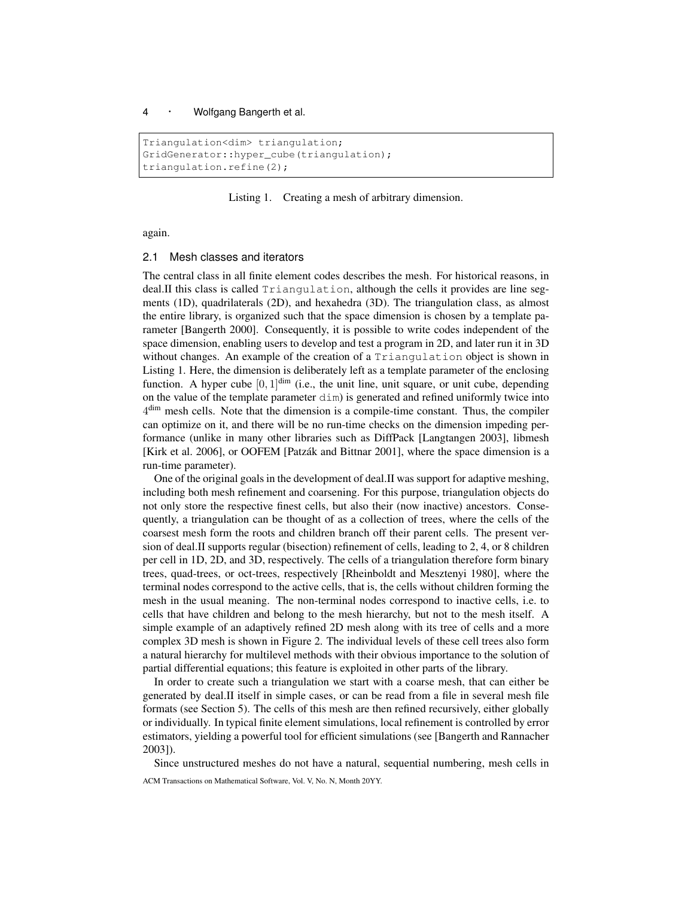```
Triangulation<dim> triangulation;
GridGenerator::hyper_cube(triangulation);
triangulation.refine(2);
```

Listing 1. Creating a mesh of arbitrary dimension.

again.

### 2.1 Mesh classes and iterators

The central class in all finite element codes describes the mesh. For historical reasons, in deal.II this class is called `Triangulation`, although the cells it provides are line segments (1D), quadrilaterals (2D), and hexahedra (3D). The triangulation class, as almost the entire library, is organized such that the space dimension is chosen by a template parameter [Bangerth 2000]. Consequently, it is possible to write codes independent of the space dimension, enabling users to develop and test a program in 2D, and later run it in 3D without changes. An example of the creation of a `Triangulation` object is shown in Listing 1. Here, the dimension is deliberately left as a template parameter of the enclosing function. A hyper cube $[0,1]^{\mathrm{dim}}$ (i.e., the unit line, unit square, or unit cube, depending on the value of the template parameter `dim`) is generated and refined uniformly twice into $4^{\mathrm{dim}}$ mesh cells. Note that the dimension is a compile-time constant. Thus, the compiler can optimize on it, and there will be no run-time checks on the dimension impeding performance (unlike in many other libraries such as DiffPack [Langtangen 2003], libmesh [Kirk et al. 2006], or OOFEM [Patzák and Bittnar 2001], where the space dimension is a run-time parameter).

One of the original goals in the development of deal.II was support for adaptive meshing, including both mesh refinement and coarsening. For this purpose, triangulation objects do not only store the respective finest cells, but also their (now inactive) ancestors. Consequently, a triangulation can be thought of as a collection of trees, where the cells of the coarsest mesh form the roots and children branch off their parent cells. The present version of deal.II supports regular (bisection) refinement of cells, leading to 2, 4, or 8 children per cell in 1D, 2D, and 3D, respectively. The cells of a triangulation therefore form binary trees, quad-trees, or oct-trees, respectively [Rheinboldt and Mesztenyi 1980], where the terminal nodes correspond to the active cells, that is, the cells without children forming the mesh in the usual meaning. The non-terminal nodes correspond to inactive cells, i.e. to cells that have children and belong to the mesh hierarchy, but not to the mesh itself. A simple example of an adaptively refined 2D mesh along with its tree of cells and a more complex 3D mesh is shown in Figure 2. The individual levels of these cell trees also form a natural hierarchy for multilevel methods with their obvious importance to the solution of partial differential equations; this feature is exploited in other parts of the library.

In order to create such a triangulation we start with a coarse mesh, that can either be generated by deal.II itself in simple cases, or can be read from a file in several mesh file formats (see Section 5). The cells of this mesh are then refined recursively, either globally or individually. In typical finite element simulations, local refinement is controlled by error estimators, yielding a powerful tool for efficient simulations (see [Bangerth and Rannacher 2003]).

Since unstructured meshes do not have a natural, sequential numbering, mesh cells in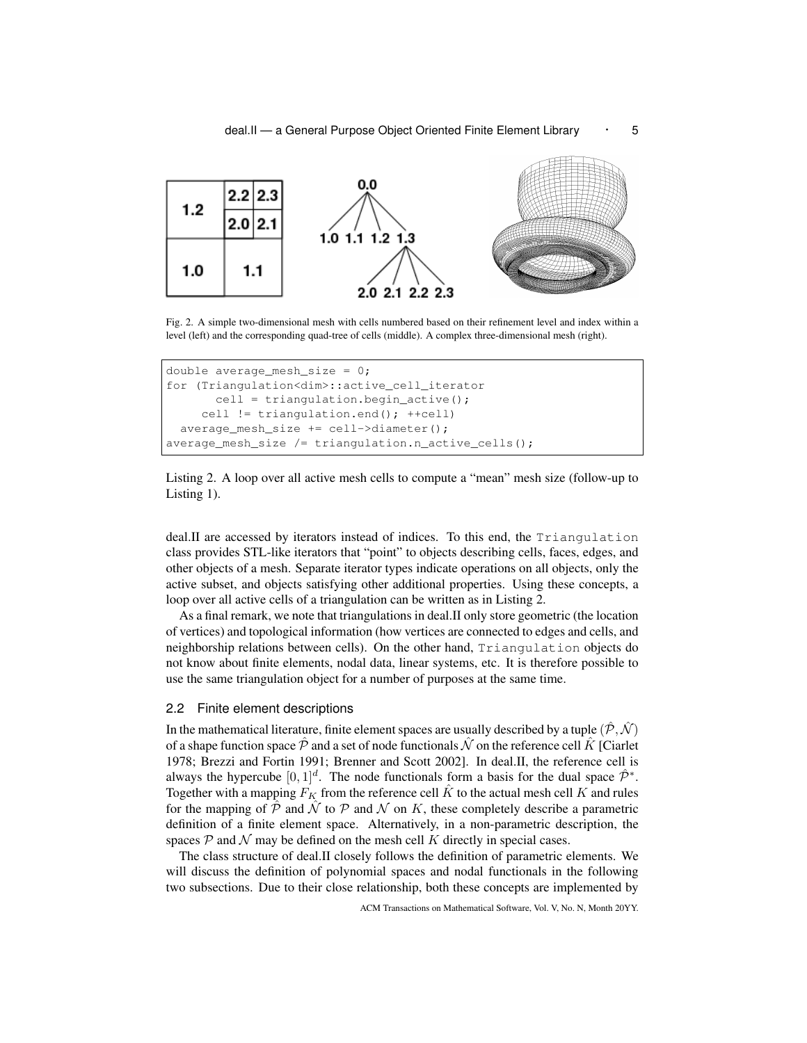Fig. 2. A simple two-dimensional mesh with cells numbered based on their refinement level and index within a level (left) and the corresponding quad-tree of cells (middle). A complex three-dimensional mesh (right).

```
double average_mesh_size = 0;
for (Triangulation<dim>::active_cell_iterator
       cell = triangulation.begin_active();
     cell != triangulation.end(); ++cell)
  average_mesh_size += cell->diameter();
average_mesh_size /= triangulation.n_active_cells();
```

Listing 2. A loop over all active mesh cells to compute a "mean" mesh size (follow-up to Listing 1).

deal.II are accessed by iterators instead of indices. To this end, the `Triangulation` class provides STL-like iterators that "point" to objects describing cells, faces, edges, and other objects of a mesh. Separate iterator types indicate operations on all objects, only the active subset, and objects satisfying other additional properties. Using these concepts, a loop over all active cells of a triangulation can be written as in Listing 2.

As a final remark, we note that triangulations in deal.II only store geometric (the location of vertices) and topological information (how vertices are connected to edges and cells, and neighborship relations between cells). On the other hand, `Triangulation` objects do not know about finite elements, nodal data, linear systems, etc. It is therefore possible to use the same triangulation object for a number of purposes at the same time.

### 2.2 Finite element descriptions

In the mathematical literature, finite element spaces are usually described by a tuple $(\hat{\mathcal{P}}, \hat{\mathcal{N}})$ of a shape function space $\hat{\mathcal{P}}$ and a set of node functionals $\hat{\mathcal{N}}$ on the reference cell $\hat{K}$ [Ciarlet 1978; Brezzi and Fortin 1991; Brenner and Scott 2002]. In deal.II, the reference cell is always the hypercube $[0,1]^d$. The node functionals form a basis for the dual space $\hat{\mathcal{P}}^*$. Together with a mapping $F_K$ from the reference cell $\hat{K}$ to the actual mesh cell $K$ and rules for the mapping of $\hat{\mathcal{P}}$ and $\hat{\mathcal{N}}$ to $\mathcal{P}$ and $\mathcal{N}$ on $K$, these completely describe a parametric definition of a finite element space. Alternatively, in a non-parametric description, the spaces $\mathcal{P}$ and $\mathcal{N}$ may be defined on the mesh cell $K$ directly in special cases.

The class structure of deal.II closely follows the definition of parametric elements. We will discuss the definition of polynomial spaces and nodal functionals in the following two subsections. Due to their close relationship, both these concepts are implemented by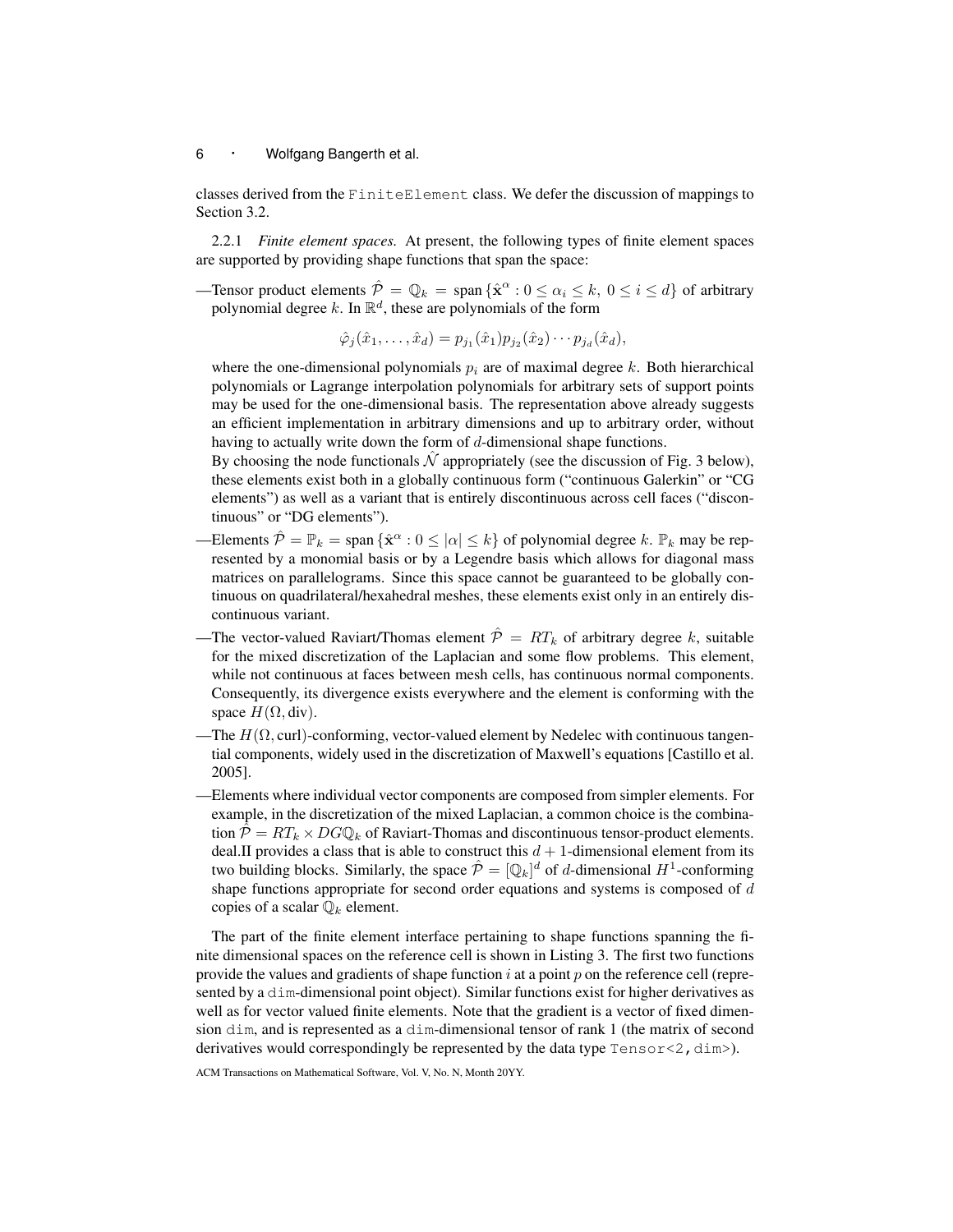classes derived from the `FiniteElement` class. We defer the discussion of mappings to Section 3.2.

2.2.1 *Finite element spaces.* At present, the following types of finite element spaces are supported by providing shape functions that span the space:

—Tensor product elements $\hat{\mathcal{P}} = \mathbb{Q}_k = \text{span}\,\{\hat{\mathbf{x}}^\alpha : 0 \le \alpha_i \le k,\ 0 \le i \le d\}$ of arbitrary polynomial degree $k$. In $\mathbb{R}^d$, these are polynomials of the form

$$\hat{\varphi}_j(\hat{x}_1, \ldots, \hat{x}_d) = p_{j_1}(\hat{x}_1) p_{j_2}(\hat{x}_2) \cdots p_{j_d}(\hat{x}_d),$$

where the one-dimensional polynomials $p_i$ are of maximal degree $k$. Both hierarchical polynomials or Lagrange interpolation polynomials for arbitrary sets of support points may be used for the one-dimensional basis. The representation above already suggests an efficient implementation in arbitrary dimensions and up to arbitrary order, without having to actually write down the form of $d$-dimensional shape functions.
By choosing the node functionals $\hat{\mathcal{N}}$ appropriately (see the discussion of Fig. 3 below), these elements exist both in a globally continuous form ("continuous Galerkin" or "CG elements") as well as a variant that is entirely discontinuous across cell faces ("discontinuous" or "DG elements").

—Elements $\hat{\mathcal{P}} = \mathbb{P}_k = \text{span}\,\{\hat{\mathbf{x}}^\alpha : 0 \le |\alpha| \le k\}$ of polynomial degree $k$. $\mathbb{P}_k$ may be represented by a monomial basis or by a Legendre basis which allows for diagonal mass matrices on parallelograms. Since this space cannot be guaranteed to be globally continuous on quadrilateral/hexahedral meshes, these elements exist only in an entirely discontinuous variant.

—The vector-valued Raviart/Thomas element $\hat{\mathcal{P}} = RT_k$ of arbitrary degree $k$, suitable for the mixed discretization of the Laplacian and some flow problems. This element, while not continuous at faces between mesh cells, has continuous normal components. Consequently, its divergence exists everywhere and the element is conforming with the space $H(\Omega, \text{div})$.

—The $H(\Omega, \text{curl})$-conforming, vector-valued element by Nedelec with continuous tangential components, widely used in the discretization of Maxwell's equations [Castillo et al. 2005].

—Elements where individual vector components are composed from simpler elements. For example, in the discretization of the mixed Laplacian, a common choice is the combination $\hat{\mathcal{P}} = RT_k \times DG\mathbb{Q}_k$ of Raviart-Thomas and discontinuous tensor-product elements. deal.II provides a class that is able to construct this $d+1$-dimensional element from its two building blocks. Similarly, the space $\hat{\mathcal{P}} = [\mathbb{Q}_k]^d$ of $d$-dimensional $H^1$-conforming shape functions appropriate for second order equations and systems is composed of $d$ copies of a scalar $\mathbb{Q}_k$ element.

The part of the finite element interface pertaining to shape functions spanning the finite dimensional spaces on the reference cell is shown in Listing 3. The first two functions provide the values and gradients of shape function $i$ at a point $p$ on the reference cell (represented by a `dim`-dimensional point object). Similar functions exist for higher derivatives as well as for vector valued finite elements. Note that the gradient is a vector of fixed dimension `dim`, and is represented as a `dim`-dimensional tensor of rank 1 (the matrix of second derivatives would correspondingly be represented by the data type `Tensor<2,dim>`).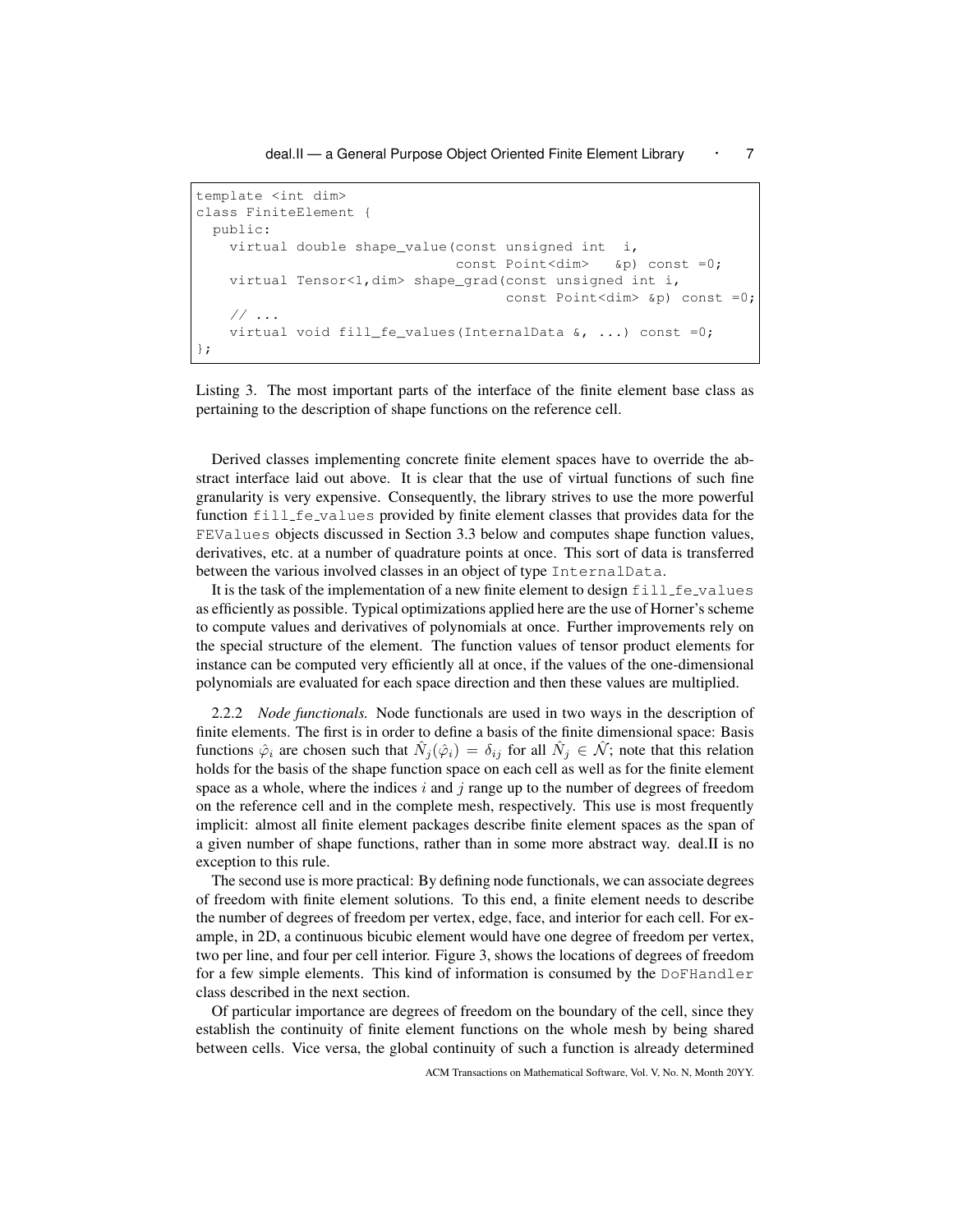```
template <int dim>
class FiniteElement {
  public:
    virtual double shape_value(const unsigned int  i,
                               const Point<dim>   &p) const =0;
    virtual Tensor<1,dim> shape_grad(const unsigned int i,
                                     const Point<dim> &p) const =0;
    // ...
    virtual void fill_fe_values(InternalData &, ...) const =0;
};
```

Listing 3. The most important parts of the interface of the finite element base class as pertaining to the description of shape functions on the reference cell.

Derived classes implementing concrete finite element spaces have to override the abstract interface laid out above. It is clear that the use of virtual functions of such fine granularity is very expensive. Consequently, the library strives to use the more powerful function `fill_fe_values` provided by finite element classes that provides data for the `FEValues` objects discussed in Section 3.3 below and computes shape function values, derivatives, etc. at a number of quadrature points at once. This sort of data is transferred between the various involved classes in an object of type `InternalData`.

It is the task of the implementation of a new finite element to design `fill_fe_values` as efficiently as possible. Typical optimizations applied here are the use of Horner's scheme to compute values and derivatives of polynomials at once. Further improvements rely on the special structure of the element. The function values of tensor product elements for instance can be computed very efficiently all at once, if the values of the one-dimensional polynomials are evaluated for each space direction and then these values are multiplied.

2.2.2 *Node functionals.* Node functionals are used in two ways in the description of finite elements. The first is in order to define a basis of the finite dimensional space: Basis functions $\hat{\varphi}_i$ are chosen such that $\hat{N}_j(\hat{\varphi}_i) = \delta_{ij}$ for all $\hat{N}_j \in \hat{\mathcal{N}}$; note that this relation holds for the basis of the shape function space on each cell as well as for the finite element space as a whole, where the indices $i$ and $j$ range up to the number of degrees of freedom on the reference cell and in the complete mesh, respectively. This use is most frequently implicit: almost all finite element packages describe finite element spaces as the span of a given number of shape functions, rather than in some more abstract way. deal.II is no exception to this rule.

The second use is more practical: By defining node functionals, we can associate degrees of freedom with finite element solutions. To this end, a finite element needs to describe the number of degrees of freedom per vertex, edge, face, and interior for each cell. For example, in 2D, a continuous bicubic element would have one degree of freedom per vertex, two per line, and four per cell interior. Figure 3, shows the locations of degrees of freedom for a few simple elements. This kind of information is consumed by the `DoFHandler` class described in the next section.

Of particular importance are degrees of freedom on the boundary of the cell, since they establish the continuity of finite element functions on the whole mesh by being shared between cells. Vice versa, the global continuity of such a function is already determined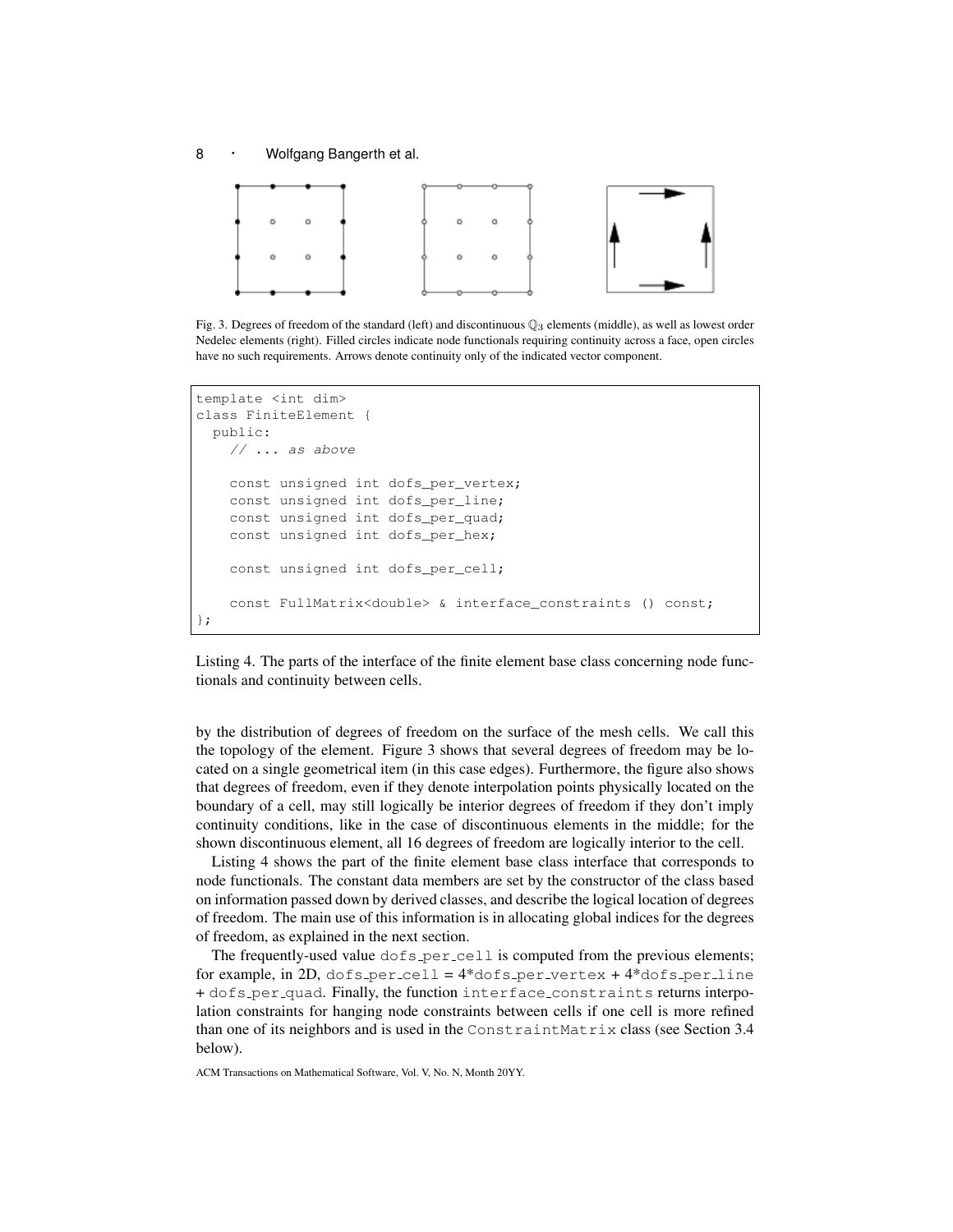Fig. 3. Degrees of freedom of the standard (left) and discontinuous $\mathbb{Q}_3$ elements (middle), as well as lowest order Nedelec elements (right). Filled circles indicate node functionals requiring continuity across a face, open circles have no such requirements. Arrows denote continuity only of the indicated vector component.

```
template <int dim>
class FiniteElement {
  public:
    // ... as above

    const unsigned int dofs_per_vertex;
    const unsigned int dofs_per_line;
    const unsigned int dofs_per_quad;
    const unsigned int dofs_per_hex;

    const unsigned int dofs_per_cell;

    const FullMatrix<double> & interface_constraints () const;
};
```

Listing 4. The parts of the interface of the finite element base class concerning node functionals and continuity between cells.

by the distribution of degrees of freedom on the surface of the mesh cells. We call this the topology of the element. Figure 3 shows that several degrees of freedom may be located on a single geometrical item (in this case edges). Furthermore, the figure also shows that degrees of freedom, even if they denote interpolation points physically located on the boundary of a cell, may still logically be interior degrees of freedom if they don't imply continuity conditions, like in the case of discontinuous elements in the middle; for the shown discontinuous element, all 16 degrees of freedom are logically interior to the cell.

Listing 4 shows the part of the finite element base class interface that corresponds to node functionals. The constant data members are set by the constructor of the class based on information passed down by derived classes, and describe the logical location of degrees of freedom. The main use of this information is in allocating global indices for the degrees of freedom, as explained in the next section.

The frequently-used value `dofs_per_cell` is computed from the previous elements; for example, in 2D, `dofs_per_cell` = 4*`dofs_per_vertex` + 4*`dofs_per_line` + `dofs_per_quad`. Finally, the function `interface_constraints` returns interpolation constraints for hanging node constraints between cells if one cell is more refined than one of its neighbors and is used in the `ConstraintMatrix` class (see Section 3.4 below).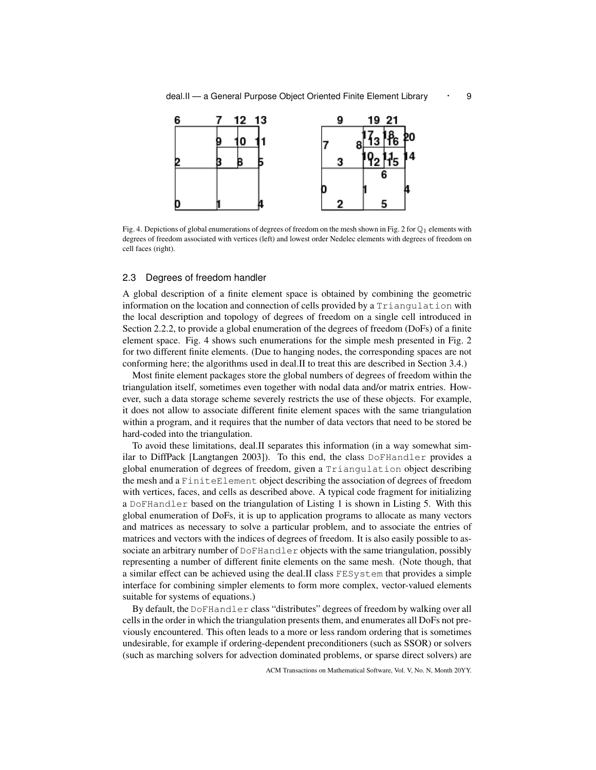Fig. 4. Depictions of global enumerations of degrees of freedom on the mesh shown in Fig. 2 for $\mathbb{Q}_1$ elements with degrees of freedom associated with vertices (left) and lowest order Nedelec elements with degrees of freedom on cell faces (right).

### 2.3 Degrees of freedom handler

A global description of a finite element space is obtained by combining the geometric information on the location and connection of cells provided by a `Triangulation` with the local description and topology of degrees of freedom on a single cell introduced in Section 2.2.2, to provide a global enumeration of the degrees of freedom (DoFs) of a finite element space. Fig. 4 shows such enumerations for the simple mesh presented in Fig. 2 for two different finite elements. (Due to hanging nodes, the corresponding spaces are not conforming here; the algorithms used in deal.II to treat this are described in Section 3.4.)

Most finite element packages store the global numbers of degrees of freedom within the triangulation itself, sometimes even together with nodal data and/or matrix entries. However, such a data storage scheme severely restricts the use of these objects. For example, it does not allow to associate different finite element spaces with the same triangulation within a program, and it requires that the number of data vectors that need to be stored be hard-coded into the triangulation.

To avoid these limitations, deal.II separates this information (in a way somewhat similar to DiffPack [Langtangen 2003]). To this end, the class `DoFHandler` provides a global enumeration of degrees of freedom, given a `Triangulation` object describing the mesh and a `FiniteElement` object describing the association of degrees of freedom with vertices, faces, and cells as described above. A typical code fragment for initializing a `DoFHandler` based on the triangulation of Listing 1 is shown in Listing 5. With this global enumeration of DoFs, it is up to application programs to allocate as many vectors and matrices as necessary to solve a particular problem, and to associate the entries of matrices and vectors with the indices of degrees of freedom. It is also easily possible to associate an arbitrary number of `DoFHandler` objects with the same triangulation, possibly representing a number of different finite elements on the same mesh. (Note though, that a similar effect can be achieved using the deal.II class `FESystem` that provides a simple interface for combining simpler elements to form more complex, vector-valued elements suitable for systems of equations.)

By default, the `DoFHandler` class "distributes" degrees of freedom by walking over all cells in the order in which the triangulation presents them, and enumerates all DoFs not previously encountered. This often leads to a more or less random ordering that is sometimes undesirable, for example if ordering-dependent preconditioners (such as SSOR) or solvers (such as marching solvers for advection dominated problems, or sparse direct solvers) are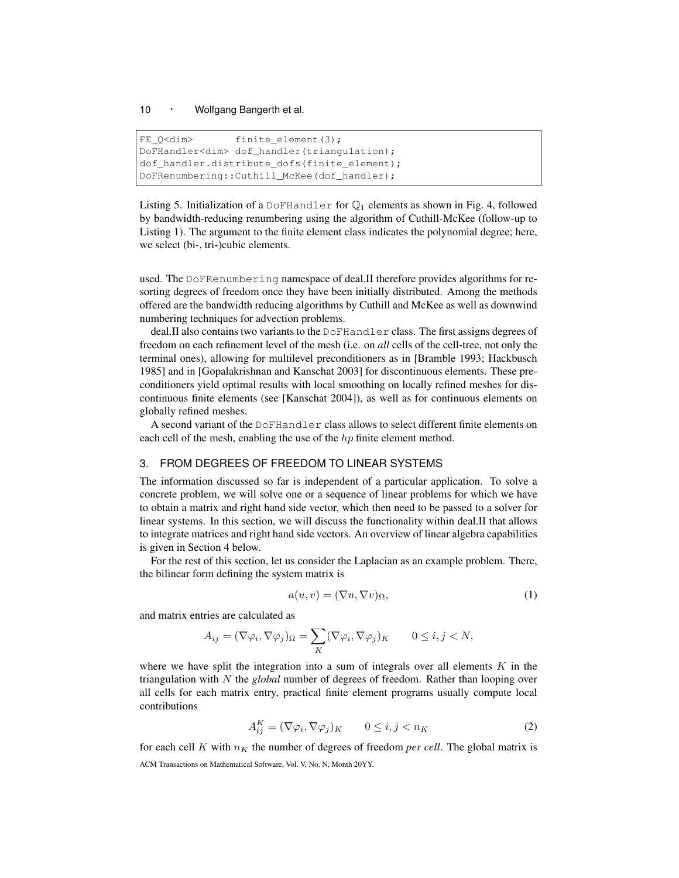```
FE_Q<dim>        finite_element(3);
DoFHandler<dim> dof_handler(triangulation);
dof_handler.distribute_dofs(finite_element);
DoFRenumbering::Cuthill_McKee(dof_handler);
```

Listing 5. Initialization of a `DoFHandler` for $\mathbb{Q}_1$ elements as shown in Fig. 4, followed by bandwidth-reducing renumbering using the algorithm of Cuthill-McKee (follow-up to Listing 1). The argument to the finite element class indicates the polynomial degree; here, we select (bi-, tri-)cubic elements.

used. The `DoFRenumbering` namespace of deal.II therefore provides algorithms for resorting degrees of freedom once they have been initially distributed. Among the methods offered are the bandwidth reducing algorithms by Cuthill and McKee as well as downwind numbering techniques for advection problems.

deal.II also contains two variants to the `DoFHandler` class. The first assigns degrees of freedom on each refinement level of the mesh (i.e. on *all* cells of the cell-tree, not only the terminal ones), allowing for multilevel preconditioners as in [Bramble 1993; Hackbusch 1985] and in [Gopalakrishnan and Kanschat 2003] for discontinuous elements. These preconditioners yield optimal results with local smoothing on locally refined meshes for discontinuous finite elements (see [Kanschat 2004]), as well as for continuous elements on globally refined meshes.

A second variant of the `DoFHandler` class allows to select different finite elements on each cell of the mesh, enabling the use of the $hp$ finite element method.

## 3. FROM DEGREES OF FREEDOM TO LINEAR SYSTEMS

The information discussed so far is independent of a particular application. To solve a concrete problem, we will solve one or a sequence of linear problems for which we have to obtain a matrix and right hand side vector, which then need to be passed to a solver for linear systems. In this section, we will discuss the functionality within deal.II that allows to integrate matrices and right hand side vectors. An overview of linear algebra capabilities is given in Section 4 below.

For the rest of this section, let us consider the Laplacian as an example problem. There, the bilinear form defining the system matrix is

$$a(u, v) = (\nabla u, \nabla v)_\Omega, \tag{1}$$

and matrix entries are calculated as

$$A_{ij} = (\nabla\varphi_i, \nabla\varphi_j)_\Omega = \sum_K (\nabla\varphi_i, \nabla\varphi_j)_K \qquad 0 \le i, j < N,$$

where we have split the integration into a sum of integrals over all elements $K$ in the triangulation with $N$ the *global* number of degrees of freedom. Rather than looping over all cells for each matrix entry, practical finite element programs usually compute local contributions

$$A^K_{ij} = (\nabla\varphi_i, \nabla\varphi_j)_K \qquad 0 \le i, j < n_K \tag{2}$$

for each cell $K$ with $n_K$ the number of degrees of freedom *per cell*. The global matrix is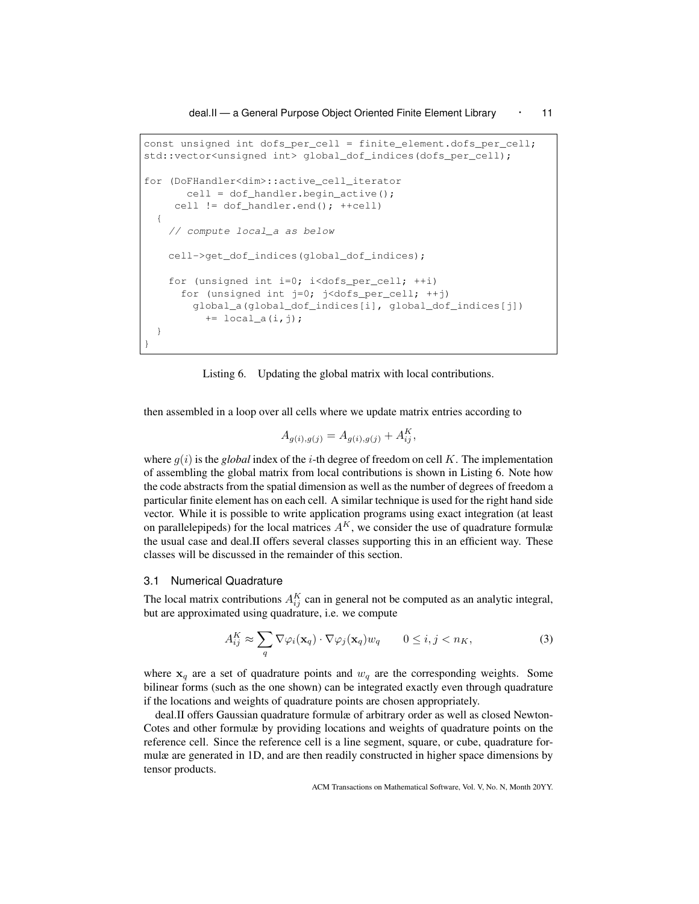```
const unsigned int dofs_per_cell = finite_element.dofs_per_cell;
std::vector<unsigned int> global_dof_indices(dofs_per_cell);

for (DoFHandler<dim>::active_cell_iterator
       cell = dof_handler.begin_active();
     cell != dof_handler.end(); ++cell)
  {
    // compute local_a as below

    cell->get_dof_indices(global_dof_indices);

    for (unsigned int i=0; i<dofs_per_cell; ++i)
      for (unsigned int j=0; j<dofs_per_cell; ++j)
        global_a(global_dof_indices[i], global_dof_indices[j])
          += local_a(i,j);
  }
}
```

Listing 6. Updating the global matrix with local contributions.

then assembled in a loop over all cells where we update matrix entries according to

$$A_{g(i),g(j)} = A_{g(i),g(j)} + A^K_{ij},$$

where $g(i)$ is the *global* index of the $i$-th degree of freedom on cell $K$. The implementation of assembling the global matrix from local contributions is shown in Listing 6. Note how the code abstracts from the spatial dimension as well as the number of degrees of freedom a particular finite element has on each cell. A similar technique is used for the right hand side vector. While it is possible to write application programs using exact integration (at least on parallelepipeds) for the local matrices $A^K$, we consider the use of quadrature formulæ the usual case and deal.II offers several classes supporting this in an efficient way. These classes will be discussed in the remainder of this section.

### 3.1 Numerical Quadrature

The local matrix contributions $A^K_{ij}$ can in general not be computed as an analytic integral, but are approximated using quadrature, i.e. we compute

$$A^K_{ij} \approx \sum_q \nabla\varphi_i(\mathbf{x}_q) \cdot \nabla\varphi_j(\mathbf{x}_q) w_q \qquad 0 \le i, j < n_K, \tag{3}$$

where $\mathbf{x}_q$ are a set of quadrature points and $w_q$ are the corresponding weights. Some bilinear forms (such as the one shown) can be integrated exactly even through quadrature if the locations and weights of quadrature points are chosen appropriately.

deal.II offers Gaussian quadrature formulæ of arbitrary order as well as closed Newton-Cotes and other formulæ by providing locations and weights of quadrature points on the reference cell. Since the reference cell is a line segment, square, or cube, quadrature formulæ are generated in 1D, and are then readily constructed in higher space dimensions by tensor products.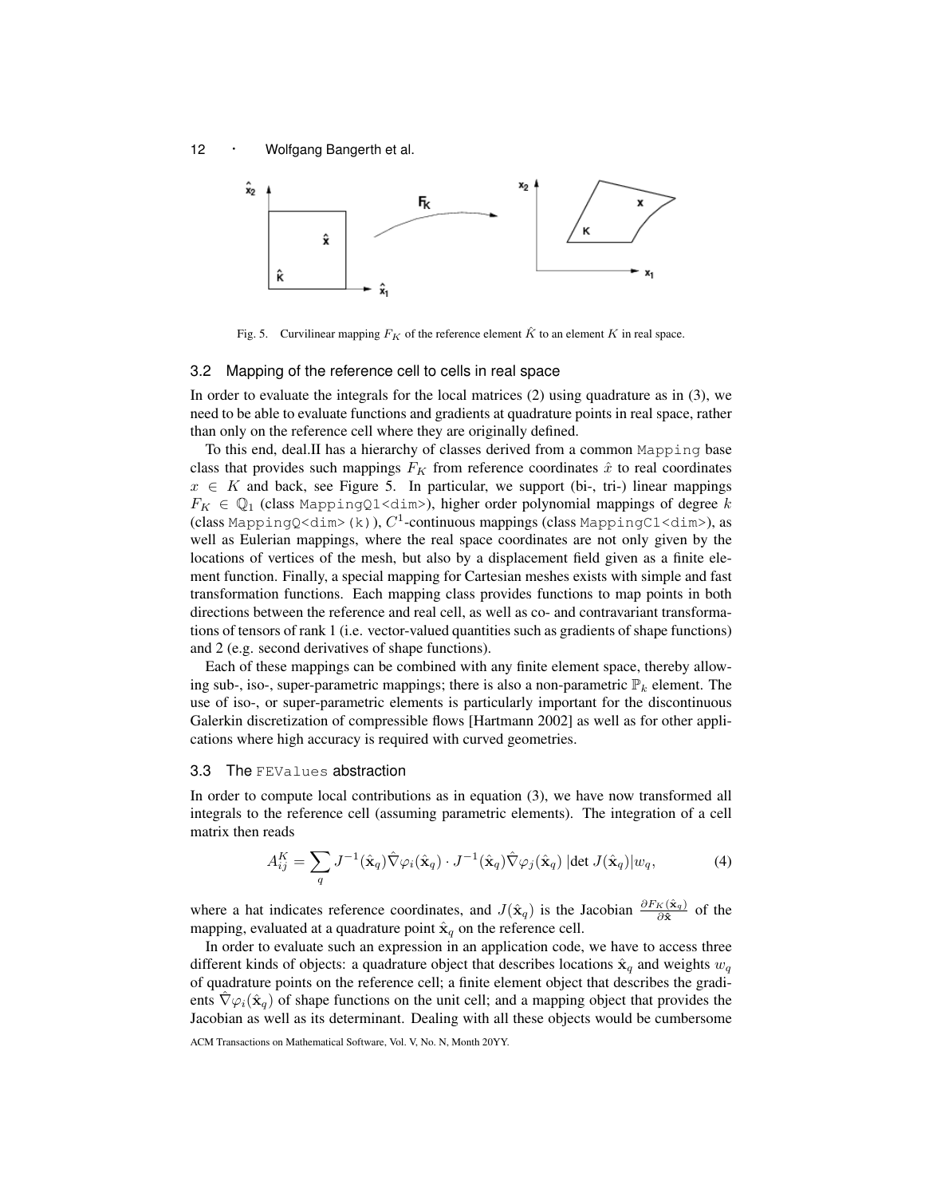Fig. 5. Curvilinear mapping $F_K$ of the reference element $\hat{K}$ to an element $K$ in real space.

### 3.2 Mapping of the reference cell to cells in real space

In order to evaluate the integrals for the local matrices (2) using quadrature as in (3), we need to be able to evaluate functions and gradients at quadrature points in real space, rather than only on the reference cell where they are originally defined.

To this end, deal.II has a hierarchy of classes derived from a common `Mapping` base class that provides such mappings $F_K$ from reference coordinates $\hat{x}$ to real coordinates $x \in K$ and back, see Figure 5. In particular, we support (bi-, tri-) linear mappings $F_K \in \mathbb{Q}_1$ (class `MappingQ1<dim>`), higher order polynomial mappings of degree $k$ (class `MappingQ<dim>(k)`), $C^1$-continuous mappings (class `MappingC1<dim>`), as well as Eulerian mappings, where the real space coordinates are not only given by the locations of vertices of the mesh, but also by a displacement field given as a finite element function. Finally, a special mapping for Cartesian meshes exists with simple and fast transformation functions. Each mapping class provides functions to map points in both directions between the reference and real cell, as well as co- and contravariant transformations of tensors of rank 1 (i.e. vector-valued quantities such as gradients of shape functions) and 2 (e.g. second derivatives of shape functions).

Each of these mappings can be combined with any finite element space, thereby allowing sub-, iso-, super-parametric mappings; there is also a non-parametric $\mathbb{P}_k$ element. The use of iso-, or super-parametric elements is particularly important for the discontinuous Galerkin discretization of compressible flows [Hartmann 2002] as well as for other applications where high accuracy is required with curved geometries.

### 3.3 The `FEValues` abstraction

In order to compute local contributions as in equation (3), we have now transformed all integrals to the reference cell (assuming parametric elements). The integration of a cell matrix then reads

$$A_{ij}^K = \sum_q J^{-1}(\hat{\mathbf{x}}_q)\hat{\nabla}\varphi_i(\hat{\mathbf{x}}_q) \cdot J^{-1}(\hat{\mathbf{x}}_q)\hat{\nabla}\varphi_j(\hat{\mathbf{x}}_q)\ |\det J(\hat{\mathbf{x}}_q)| w_q, \tag{4}$$

where a hat indicates reference coordinates, and $J(\hat{\mathbf{x}}_q)$ is the Jacobian $\frac{\partial F_K(\hat{\mathbf{x}}_q)}{\partial \hat{\mathbf{x}}}$ of the mapping, evaluated at a quadrature point $\hat{\mathbf{x}}_q$ on the reference cell.

In order to evaluate such an expression in an application code, we have to access three different kinds of objects: a quadrature object that describes locations $\hat{\mathbf{x}}_q$ and weights $w_q$ of quadrature points on the reference cell; a finite element object that describes the gradients $\hat{\nabla}\varphi_i(\hat{\mathbf{x}}_q)$ of shape functions on the unit cell; and a mapping object that provides the Jacobian as well as its determinant. Dealing with all these objects would be cumbersome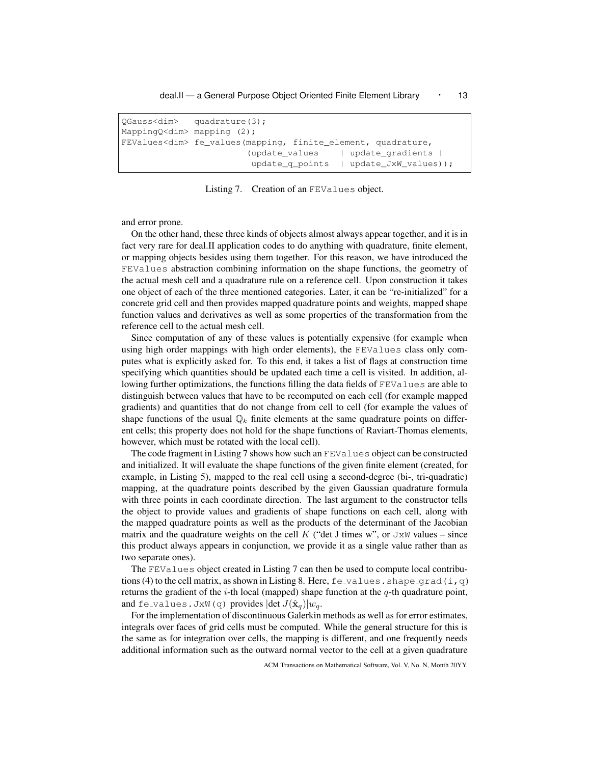```
QGauss<dim>   quadrature(3);
MappingQ<dim> mapping (2);
FEValues<dim> fe_values(mapping, finite_element, quadrature,
                        (update_values    | update_gradients |
                         update_q_points  | update_JxW_values));
```

Listing 7. Creation of an `FEValues` object.

and error prone.

On the other hand, these three kinds of objects almost always appear together, and it is in fact very rare for deal.II application codes to do anything with quadrature, finite element, or mapping objects besides using them together. For this reason, we have introduced the `FEValues` abstraction combining information on the shape functions, the geometry of the actual mesh cell and a quadrature rule on a reference cell. Upon construction it takes one object of each of the three mentioned categories. Later, it can be "re-initialized" for a concrete grid cell and then provides mapped quadrature points and weights, mapped shape function values and derivatives as well as some properties of the transformation from the reference cell to the actual mesh cell.

Since computation of any of these values is potentially expensive (for example when using high order mappings with high order elements), the `FEValues` class only computes what is explicitly asked for. To this end, it takes a list of flags at construction time specifying which quantities should be updated each time a cell is visited. In addition, allowing further optimizations, the functions filling the data fields of `FEValues` are able to distinguish between values that have to be recomputed on each cell (for example mapped gradients) and quantities that do not change from cell to cell (for example the values of shape functions of the usual $\mathbb{Q}_k$ finite elements at the same quadrature points on different cells; this property does not hold for the shape functions of Raviart-Thomas elements, however, which must be rotated with the local cell).

The code fragment in Listing 7 shows how such an `FEValues` object can be constructed and initialized. It will evaluate the shape functions of the given finite element (created, for example, in Listing 5), mapped to the real cell using a second-degree (bi-, tri-quadratic) mapping, at the quadrature points described by the given Gaussian quadrature formula with three points in each coordinate direction. The last argument to the constructor tells the object to provide values and gradients of shape functions on each cell, along with the mapped quadrature points as well as the products of the determinant of the Jacobian matrix and the quadrature weights on the cell $K$ ("det J times w", or `JxW` values – since this product always appears in conjunction, we provide it as a single value rather than as two separate ones).

The `FEValues` object created in Listing 7 can then be used to compute local contributions (4) to the cell matrix, as shown in Listing 8. Here, `fe_values.shape_grad(i,q)` returns the gradient of the $i$-th local (mapped) shape function at the $q$-th quadrature point, and `fe_values.JxW(q)` provides $|\det J(\hat{\mathbf{x}}_q)|w_q$.

For the implementation of discontinuous Galerkin methods as well as for error estimates, integrals over faces of grid cells must be computed. While the general structure for this is the same as for integration over cells, the mapping is different, and one frequently needs additional information such as the outward normal vector to the cell at a given quadrature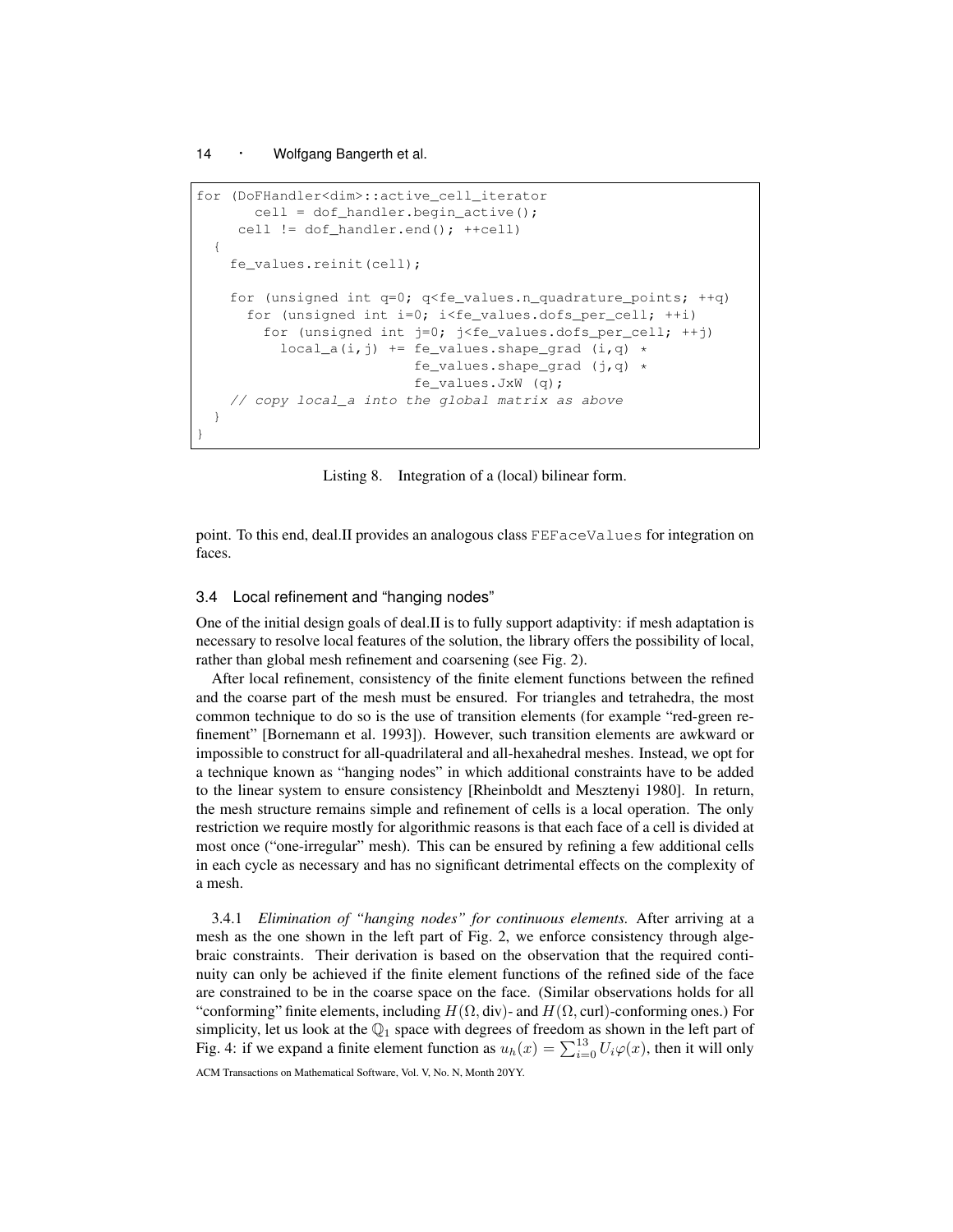```
for (DoFHandler<dim>::active_cell_iterator
       cell = dof_handler.begin_active();
     cell != dof_handler.end(); ++cell)
  {
    fe_values.reinit(cell);

    for (unsigned int q=0; q<fe_values.n_quadrature_points; ++q)
      for (unsigned int i=0; i<fe_values.dofs_per_cell; ++i)
        for (unsigned int j=0; j<fe_values.dofs_per_cell; ++j)
          local_a(i,j) += fe_values.shape_grad (i,q) *
                          fe_values.shape_grad (j,q) *
                          fe_values.JxW (q);
    // copy local_a into the global matrix as above
  }
}
```

Listing 8. Integration of a (local) bilinear form.

point. To this end, deal.II provides an analogous class FEFaceValues for integration on faces.

### 3.4 Local refinement and "hanging nodes"

One of the initial design goals of deal.II is to fully support adaptivity: if mesh adaptation is necessary to resolve local features of the solution, the library offers the possibility of local, rather than global mesh refinement and coarsening (see Fig. 2).

After local refinement, consistency of the finite element functions between the refined and the coarse part of the mesh must be ensured. For triangles and tetrahedra, the most common technique to do so is the use of transition elements (for example "red-green refinement" [Bornemann et al. 1993]). However, such transition elements are awkward or impossible to construct for all-quadrilateral and all-hexahedral meshes. Instead, we opt for a technique known as "hanging nodes" in which additional constraints have to be added to the linear system to ensure consistency [Rheinboldt and Mesztenyi 1980]. In return, the mesh structure remains simple and refinement of cells is a local operation. The only restriction we require mostly for algorithmic reasons is that each face of a cell is divided at most once ("one-irregular" mesh). This can be ensured by refining a few additional cells in each cycle as necessary and has no significant detrimental effects on the complexity of a mesh.

3.4.1 *Elimination of "hanging nodes" for continuous elements.* After arriving at a mesh as the one shown in the left part of Fig. 2, we enforce consistency through algebraic constraints. Their derivation is based on the observation that the required continuity can only be achieved if the finite element functions of the refined side of the face are constrained to be in the coarse space on the face. (Similar observations holds for all "conforming" finite elements, including $H(\Omega, \text{div})$- and $H(\Omega, \text{curl})$-conforming ones.) For simplicity, let us look at the $\mathbb{Q}_1$ space with degrees of freedom as shown in the left part of Fig. 4: if we expand a finite element function as $u_h(x) = \sum_{i=0}^{13} U_i \varphi(x)$, then it will only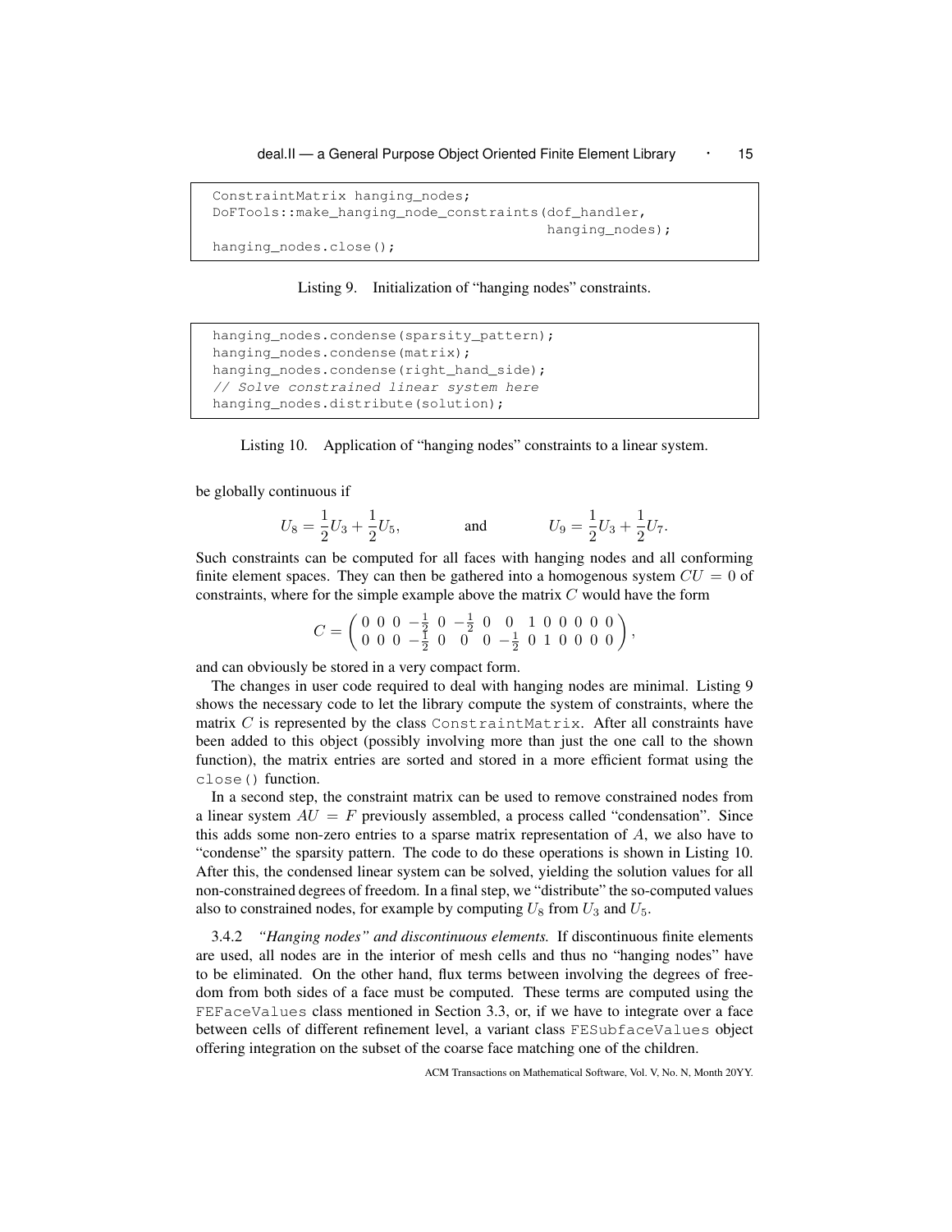```
ConstraintMatrix hanging_nodes;
DoFTools::make_hanging_node_constraints(dof_handler,
                                        hanging_nodes);
hanging_nodes.close();
```

Listing 9. Initialization of "hanging nodes" constraints.

```
hanging_nodes.condense(sparsity_pattern);
hanging_nodes.condense(matrix);
hanging_nodes.condense(right_hand_side);
// Solve constrained linear system here
hanging_nodes.distribute(solution);
```

Listing 10. Application of "hanging nodes" constraints to a linear system.

be globally continuous if

$$U_8 = \frac{1}{2}U_3 + \frac{1}{2}U_5, \qquad \text{and} \qquad U_9 = \frac{1}{2}U_3 + \frac{1}{2}U_7.$$

Such constraints can be computed for all faces with hanging nodes and all conforming finite element spaces. They can then be gathered into a homogenous system $CU = 0$ of constraints, where for the simple example above the matrix $C$ would have the form

$$C = \begin{pmatrix} 0 & 0 & 0 & -\frac{1}{2} & 0 & -\frac{1}{2} & 0 & 0 & 1 & 0 & 0 & 0 & 0 & 0 \\ 0 & 0 & 0 & -\frac{1}{2} & 0 & 0 & 0 & -\frac{1}{2} & 0 & 1 & 0 & 0 & 0 & 0 \end{pmatrix},$$

and can obviously be stored in a very compact form.

The changes in user code required to deal with hanging nodes are minimal. Listing 9 shows the necessary code to let the library compute the system of constraints, where the matrix $C$ is represented by the class `ConstraintMatrix`. After all constraints have been added to this object (possibly involving more than just the one call to the shown function), the matrix entries are sorted and stored in a more efficient format using the `close()` function.

In a second step, the constraint matrix can be used to remove constrained nodes from a linear system $AU = F$ previously assembled, a process called "condensation". Since this adds some non-zero entries to a sparse matrix representation of $A$, we also have to "condense" the sparsity pattern. The code to do these operations is shown in Listing 10. After this, the condensed linear system can be solved, yielding the solution values for all non-constrained degrees of freedom. In a final step, we "distribute" the so-computed values also to constrained nodes, for example by computing $U_8$ from $U_3$ and $U_5$.

3.4.2 *"Hanging nodes" and discontinuous elements.* If discontinuous finite elements are used, all nodes are in the interior of mesh cells and thus no "hanging nodes" have to be eliminated. On the other hand, flux terms between involving the degrees of freedom from both sides of a face must be computed. These terms are computed using the `FEFaceValues` class mentioned in Section 3.3, or, if we have to integrate over a face between cells of different refinement level, a variant class `FESubfaceValues` object offering integration on the subset of the coarse face matching one of the children.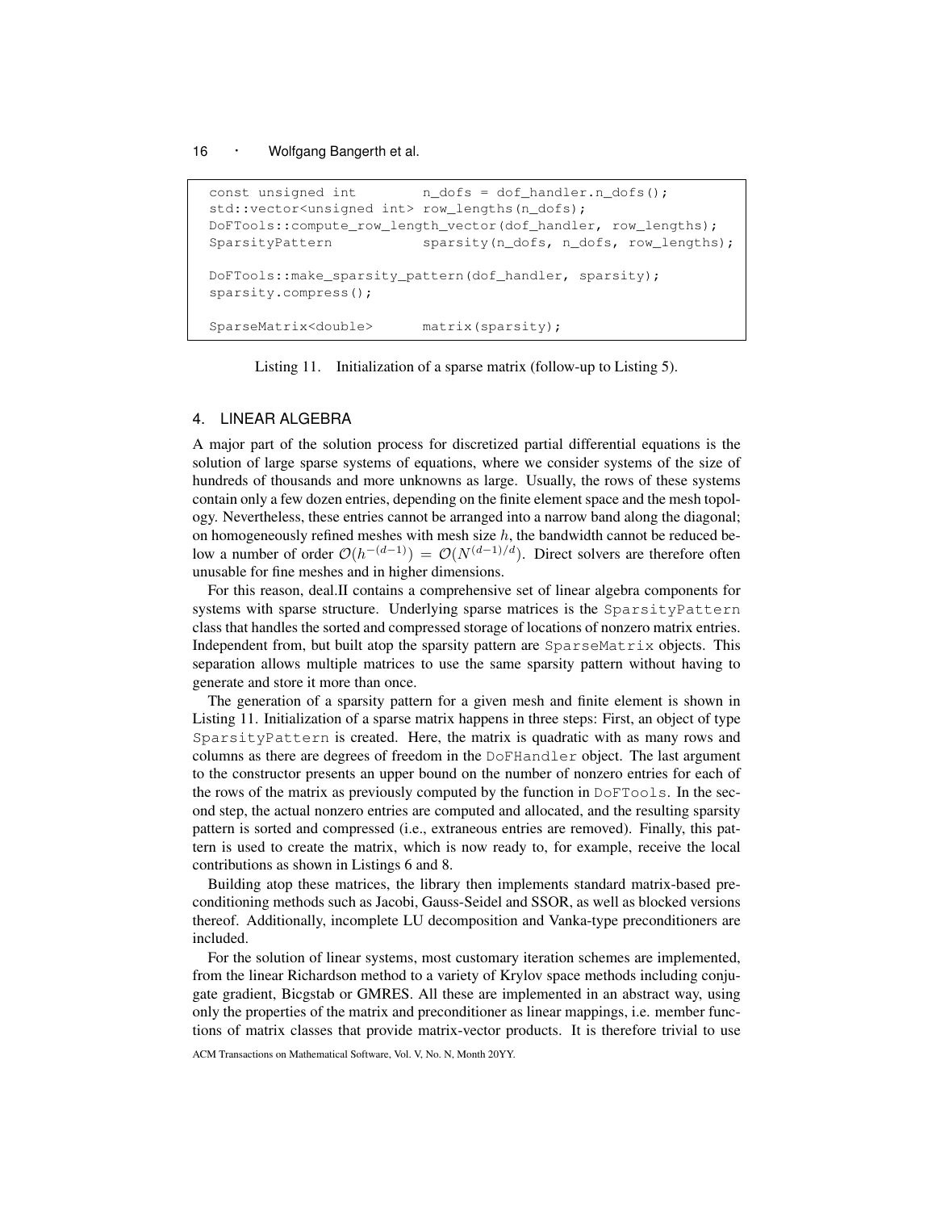```
const unsigned int        n_dofs = dof_handler.n_dofs();
std::vector<unsigned int> row_lengths(n_dofs);
DoFTools::compute_row_length_vector(dof_handler, row_lengths);
SparsityPattern           sparsity(n_dofs, n_dofs, row_lengths);

DoFTools::make_sparsity_pattern(dof_handler, sparsity);
sparsity.compress();

SparseMatrix<double>      matrix(sparsity);
```

Listing 11. Initialization of a sparse matrix (follow-up to Listing 5).

## 4. LINEAR ALGEBRA

A major part of the solution process for discretized partial differential equations is the solution of large sparse systems of equations, where we consider systems of the size of hundreds of thousands and more unknowns as large. Usually, the rows of these systems contain only a few dozen entries, depending on the finite element space and the mesh topology. Nevertheless, these entries cannot be arranged into a narrow band along the diagonal; on homogeneously refined meshes with mesh size $h$, the bandwidth cannot be reduced below a number of order $\mathcal{O}(h^{-(d-1)}) = \mathcal{O}(N^{(d-1)/d})$. Direct solvers are therefore often unusable for fine meshes and in higher dimensions.

For this reason, deal.II contains a comprehensive set of linear algebra components for systems with sparse structure. Underlying sparse matrices is the `SparsityPattern` class that handles the sorted and compressed storage of locations of nonzero matrix entries. Independent from, but built atop the sparsity pattern are `SparseMatrix` objects. This separation allows multiple matrices to use the same sparsity pattern without having to generate and store it more than once.

The generation of a sparsity pattern for a given mesh and finite element is shown in Listing 11. Initialization of a sparse matrix happens in three steps: First, an object of type `SparsityPattern` is created. Here, the matrix is quadratic with as many rows and columns as there are degrees of freedom in the `DoFHandler` object. The last argument to the constructor presents an upper bound on the number of nonzero entries for each of the rows of the matrix as previously computed by the function in `DoFTools`. In the second step, the actual nonzero entries are computed and allocated, and the resulting sparsity pattern is sorted and compressed (i.e., extraneous entries are removed). Finally, this pattern is used to create the matrix, which is now ready to, for example, receive the local contributions as shown in Listings 6 and 8.

Building atop these matrices, the library then implements standard matrix-based preconditioning methods such as Jacobi, Gauss-Seidel and SSOR, as well as blocked versions thereof. Additionally, incomplete LU decomposition and Vanka-type preconditioners are included.

For the solution of linear systems, most customary iteration schemes are implemented, from the linear Richardson method to a variety of Krylov space methods including conjugate gradient, Bicgstab or GMRES. All these are implemented in an abstract way, using only the properties of the matrix and preconditioner as linear mappings, i.e. member functions of matrix classes that provide matrix-vector products. It is therefore trivial to use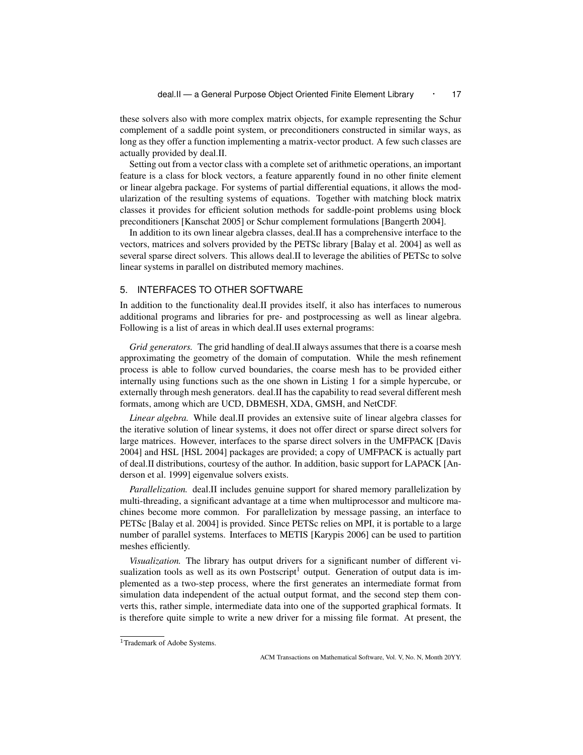these solvers also with more complex matrix objects, for example representing the Schur complement of a saddle point system, or preconditioners constructed in similar ways, as long as they offer a function implementing a matrix-vector product. A few such classes are actually provided by deal.II.

Setting out from a vector class with a complete set of arithmetic operations, an important feature is a class for block vectors, a feature apparently found in no other finite element or linear algebra package. For systems of partial differential equations, it allows the modularization of the resulting systems of equations. Together with matching block matrix classes it provides for efficient solution methods for saddle-point problems using block preconditioners [Kanschat 2005] or Schur complement formulations [Bangerth 2004].

In addition to its own linear algebra classes, deal.II has a comprehensive interface to the vectors, matrices and solvers provided by the PETSc library [Balay et al. 2004] as well as several sparse direct solvers. This allows deal.II to leverage the abilities of PETSc to solve linear systems in parallel on distributed memory machines.

## 5. INTERFACES TO OTHER SOFTWARE

In addition to the functionality deal.II provides itself, it also has interfaces to numerous additional programs and libraries for pre- and postprocessing as well as linear algebra. Following is a list of areas in which deal.II uses external programs:

*Grid generators.* The grid handling of deal.II always assumes that there is a coarse mesh approximating the geometry of the domain of computation. While the mesh refinement process is able to follow curved boundaries, the coarse mesh has to be provided either internally using functions such as the one shown in Listing 1 for a simple hypercube, or externally through mesh generators. deal.II has the capability to read several different mesh formats, among which are UCD, DBMESH, XDA, GMSH, and NetCDF.

*Linear algebra.* While deal.II provides an extensive suite of linear algebra classes for the iterative solution of linear systems, it does not offer direct or sparse direct solvers for large matrices. However, interfaces to the sparse direct solvers in the UMFPACK [Davis 2004] and HSL [HSL 2004] packages are provided; a copy of UMFPACK is actually part of deal.II distributions, courtesy of the author. In addition, basic support for LAPACK [Anderson et al. 1999] eigenvalue solvers exists.

*Parallelization.* deal.II includes genuine support for shared memory parallelization by multi-threading, a significant advantage at a time when multiprocessor and multicore machines become more common. For parallelization by message passing, an interface to PETSc [Balay et al. 2004] is provided. Since PETSc relies on MPI, it is portable to a large number of parallel systems. Interfaces to METIS [Karypis 2006] can be used to partition meshes efficiently.

*Visualization.* The library has output drivers for a significant number of different visualization tools as well as its own Postscript[1] output. Generation of output data is implemented as a two-step process, where the first generates an intermediate format from simulation data independent of the actual output format, and the second step them converts this, rather simple, intermediate data into one of the supported graphical formats. It is therefore quite simple to write a new driver for a missing file format. At present, the

[1] Trademark of Adobe Systems.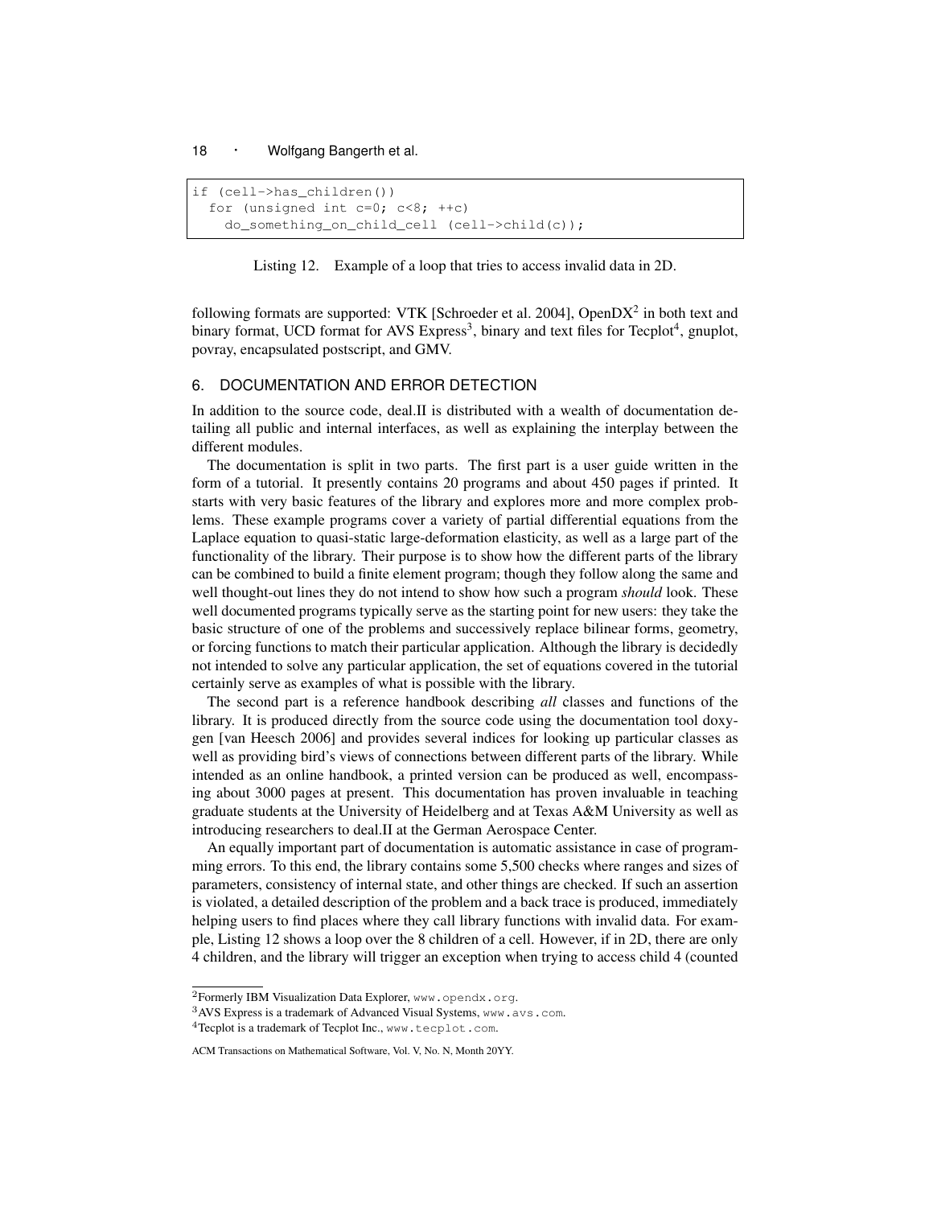```
if (cell->has_children())
  for (unsigned int c=0; c<8; ++c)
    do_something_on_child_cell (cell->child(c));
```

Listing 12. Example of a loop that tries to access invalid data in 2D.

following formats are supported: VTK [Schroeder et al. 2004], OpenDX[2] in both text and binary format, UCD format for AVS Express[3], binary and text files for Tecplot[4], gnuplot, povray, encapsulated postscript, and GMV.

## 6. DOCUMENTATION AND ERROR DETECTION

In addition to the source code, deal.II is distributed with a wealth of documentation detailing all public and internal interfaces, as well as explaining the interplay between the different modules.

The documentation is split in two parts. The first part is a user guide written in the form of a tutorial. It presently contains 20 programs and about 450 pages if printed. It starts with very basic features of the library and explores more and more complex problems. These example programs cover a variety of partial differential equations from the Laplace equation to quasi-static large-deformation elasticity, as well as a large part of the functionality of the library. Their purpose is to show how the different parts of the library can be combined to build a finite element program; though they follow along the same and well thought-out lines they do not intend to show how such a program *should* look. These well documented programs typically serve as the starting point for new users: they take the basic structure of one of the problems and successively replace bilinear forms, geometry, or forcing functions to match their particular application. Although the library is decidedly not intended to solve any particular application, the set of equations covered in the tutorial certainly serve as examples of what is possible with the library.

The second part is a reference handbook describing *all* classes and functions of the library. It is produced directly from the source code using the documentation tool doxygen [van Heesch 2006] and provides several indices for looking up particular classes as well as providing bird's views of connections between different parts of the library. While intended as an online handbook, a printed version can be produced as well, encompassing about 3000 pages at present. This documentation has proven invaluable in teaching graduate students at the University of Heidelberg and at Texas A&M University as well as introducing researchers to deal.II at the German Aerospace Center.

An equally important part of documentation is automatic assistance in case of programming errors. To this end, the library contains some 5,500 checks where ranges and sizes of parameters, consistency of internal state, and other things are checked. If such an assertion is violated, a detailed description of the problem and a back trace is produced, immediately helping users to find places where they call library functions with invalid data. For example, Listing 12 shows a loop over the 8 children of a cell. However, if in 2D, there are only 4 children, and the library will trigger an exception when trying to access child 4 (counted

---

[2] Formerly IBM Visualization Data Explorer, www.opendx.org.

[3] AVS Express is a trademark of Advanced Visual Systems, www.avs.com.

[4] Tecplot is a trademark of Tecplot Inc., www.tecplot.com.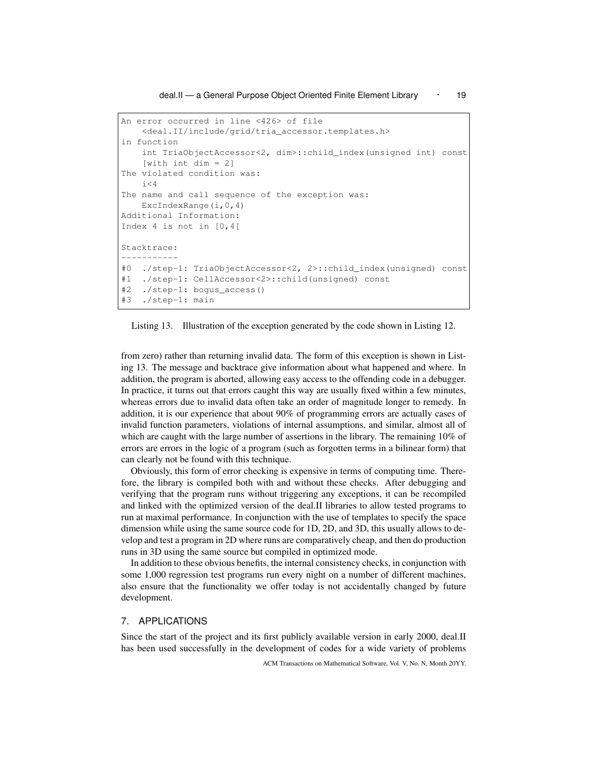```
An error occurred in line <426> of file
    <deal.II/include/grid/tria_accessor.templates.h>
in function
    int TriaObjectAccessor<2, dim>::child_index(unsigned int) const
    [with int dim = 2]
The violated condition was:
    i<4
The name and call sequence of the exception was:
    ExcIndexRange(i,0,4)
Additional Information:
Index 4 is not in [0,4[

Stacktrace:
-----------
#0  ./step-1: TriaObjectAccessor<2, 2>::child_index(unsigned) const
#1  ./step-1: CellAccessor<2>::child(unsigned) const
#2  ./step-1: bogus_access()
#3  ./step-1: main
```

Listing 13. Illustration of the exception generated by the code shown in Listing 12.

from zero) rather than returning invalid data. The form of this exception is shown in Listing 13. The message and backtrace give information about what happened and where. In addition, the program is aborted, allowing easy access to the offending code in a debugger. In practice, it turns out that errors caught this way are usually fixed within a few minutes, whereas errors due to invalid data often take an order of magnitude longer to remedy. In addition, it is our experience that about 90% of programming errors are actually cases of invalid function parameters, violations of internal assumptions, and similar, almost all of which are caught with the large number of assertions in the library. The remaining 10% of errors are errors in the logic of a program (such as forgotten terms in a bilinear form) that can clearly not be found with this technique.

Obviously, this form of error checking is expensive in terms of computing time. Therefore, the library is compiled both with and without these checks. After debugging and verifying that the program runs without triggering any exceptions, it can be recompiled and linked with the optimized version of the deal.II libraries to allow tested programs to run at maximal performance. In conjunction with the use of templates to specify the space dimension while using the same source code for 1D, 2D, and 3D, this usually allows to develop and test a program in 2D where runs are comparatively cheap, and then do production runs in 3D using the same source but compiled in optimized mode.

In addition to these obvious benefits, the internal consistency checks, in conjunction with some 1,000 regression test programs run every night on a number of different machines, also ensure that the functionality we offer today is not accidentally changed by future development.

## 7. APPLICATIONS

Since the start of the project and its first publicly available version in early 2000, deal.II has been used successfully in the development of codes for a wide variety of problems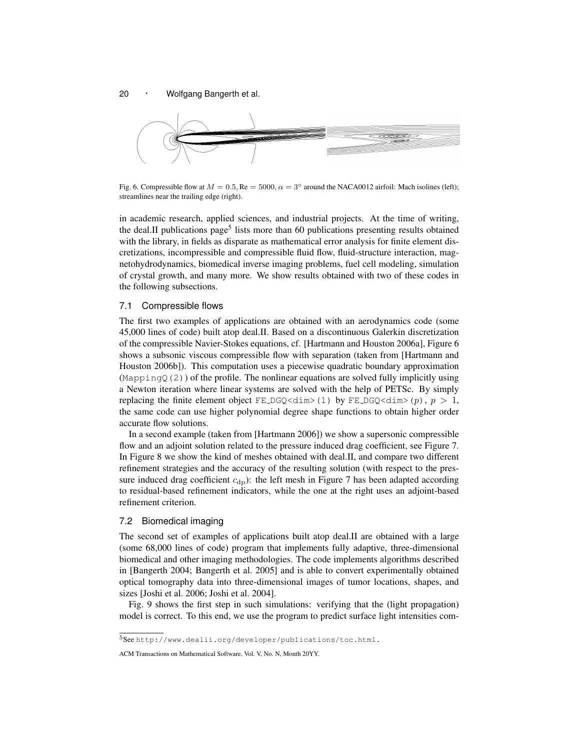Fig. 6. Compressible flow at $M = 0.5, \mathrm{Re} = 5000, \alpha = 3^\circ$ around the NACA0012 airfoil: Mach isolines (left); streamlines near the trailing edge (right).

in academic research, applied sciences, and industrial projects. At the time of writing, the deal.II publications page[5] lists more than 60 publications presenting results obtained with the library, in fields as disparate as mathematical error analysis for finite element discretizations, incompressible and compressible fluid flow, fluid-structure interaction, magnetohydrodynamics, biomedical inverse imaging problems, fuel cell modeling, simulation of crystal growth, and many more. We show results obtained with two of these codes in the following subsections.

### 7.1 Compressible flows

The first two examples of applications are obtained with an aerodynamics code (some 45,000 lines of code) built atop deal.II. Based on a discontinuous Galerkin discretization of the compressible Navier-Stokes equations, cf. [Hartmann and Houston 2006a], Figure 6 shows a subsonic viscous compressible flow with separation (taken from [Hartmann and Houston 2006b]). This computation uses a piecewise quadratic boundary approximation (`MappingQ(2)`) of the profile. The nonlinear equations are solved fully implicitly using a Newton iteration where linear systems are solved with the help of PETSc. By simply replacing the finite element object `FE_DGQ<dim>(1)` by `FE_DGQ<dim>(`$p$`)`, $p > 1$, the same code can use higher polynomial degree shape functions to obtain higher order accurate flow solutions.

In a second example (taken from [Hartmann 2006]) we show a supersonic compressible flow and an adjoint solution related to the pressure induced drag coefficient, see Figure 7. In Figure 8 we show the kind of meshes obtained with deal.II, and compare two different refinement strategies and the accuracy of the resulting solution (with respect to the pressure induced drag coefficient $c_{\mathrm{dp}}$): the left mesh in Figure 7 has been adapted according to residual-based refinement indicators, while the one at the right uses an adjoint-based refinement criterion.

### 7.2 Biomedical imaging

The second set of examples of applications built atop deal.II are obtained with a large (some 68,000 lines of code) program that implements fully adaptive, three-dimensional biomedical and other imaging methodologies. The code implements algorithms described in [Bangerth 2004; Bangerth et al. 2005] and is able to convert experimentally obtained optical tomography data into three-dimensional images of tumor locations, shapes, and sizes [Joshi et al. 2006; Joshi et al. 2004].

Fig. 9 shows the first step in such simulations: verifying that the (light propagation) model is correct. To this end, we use the program to predict surface light intensities com-

[5] See http://www.dealii.org/developer/publications/toc.html.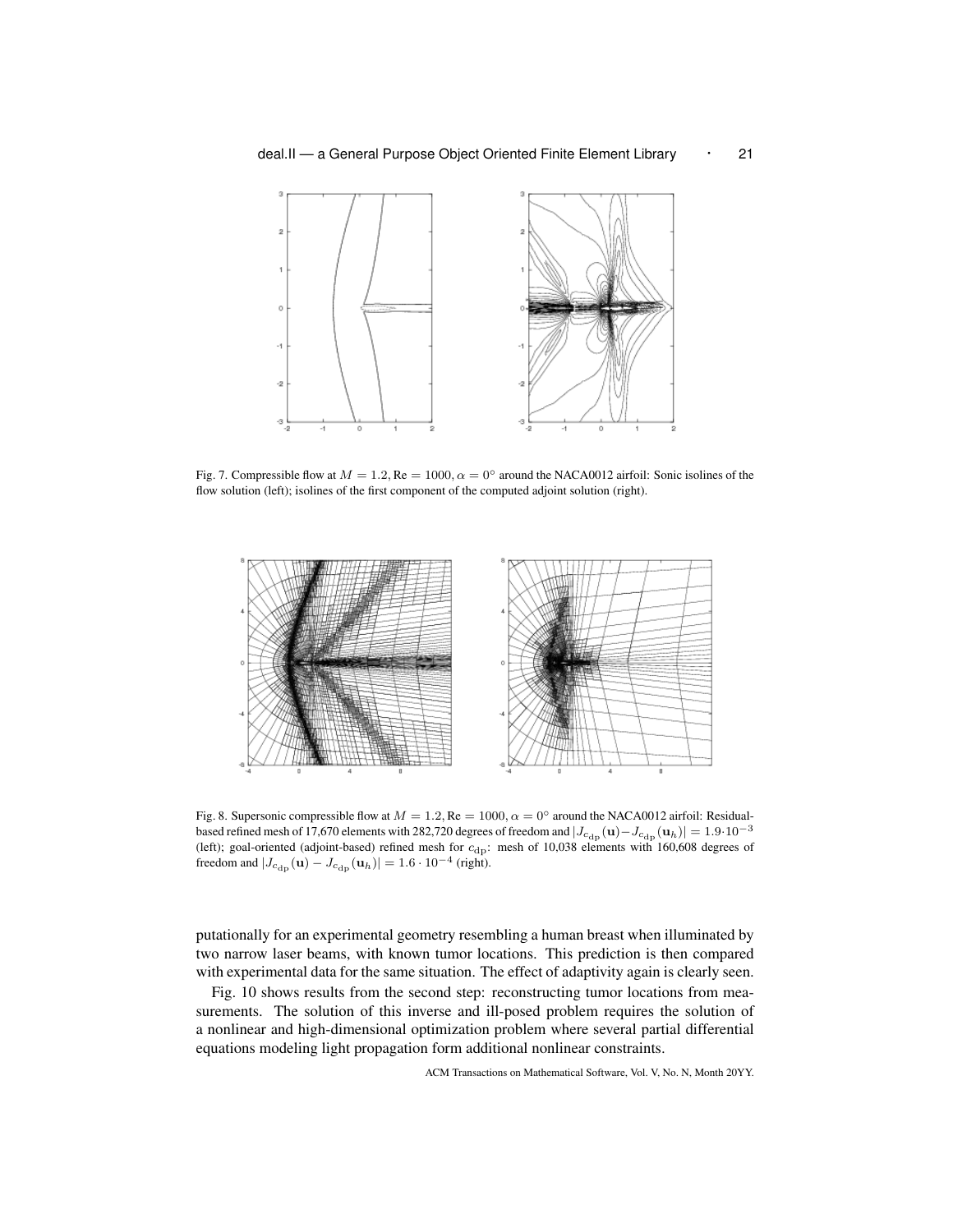Fig. 7. Compressible flow at $M = 1.2, \mathrm{Re} = 1000, \alpha = 0°$ around the NACA0012 airfoil: Sonic isolines of the flow solution (left); isolines of the first component of the computed adjoint solution (right).

Fig. 8. Supersonic compressible flow at $M = 1.2, \mathrm{Re} = 1000, \alpha = 0°$ around the NACA0012 airfoil: Residual-based refined mesh of 17,670 elements with 282,720 degrees of freedom and $|J_{c_{\mathrm{dp}}}(\mathbf{u}) - J_{c_{\mathrm{dp}}}(\mathbf{u}_h)| = 1.9 \cdot 10^{-3}$ (left); goal-oriented (adjoint-based) refined mesh for $c_{\mathrm{dp}}$: mesh of 10,038 elements with 160,608 degrees of freedom and $|J_{c_{\mathrm{dp}}}(\mathbf{u}) - J_{c_{\mathrm{dp}}}(\mathbf{u}_h)| = 1.6 \cdot 10^{-4}$ (right).

putationally for an experimental geometry resembling a human breast when illuminated by two narrow laser beams, with known tumor locations. This prediction is then compared with experimental data for the same situation. The effect of adaptivity again is clearly seen.

Fig. 10 shows results from the second step: reconstructing tumor locations from measurements. The solution of this inverse and ill-posed problem requires the solution of a nonlinear and high-dimensional optimization problem where several partial differential equations modeling light propagation form additional nonlinear constraints.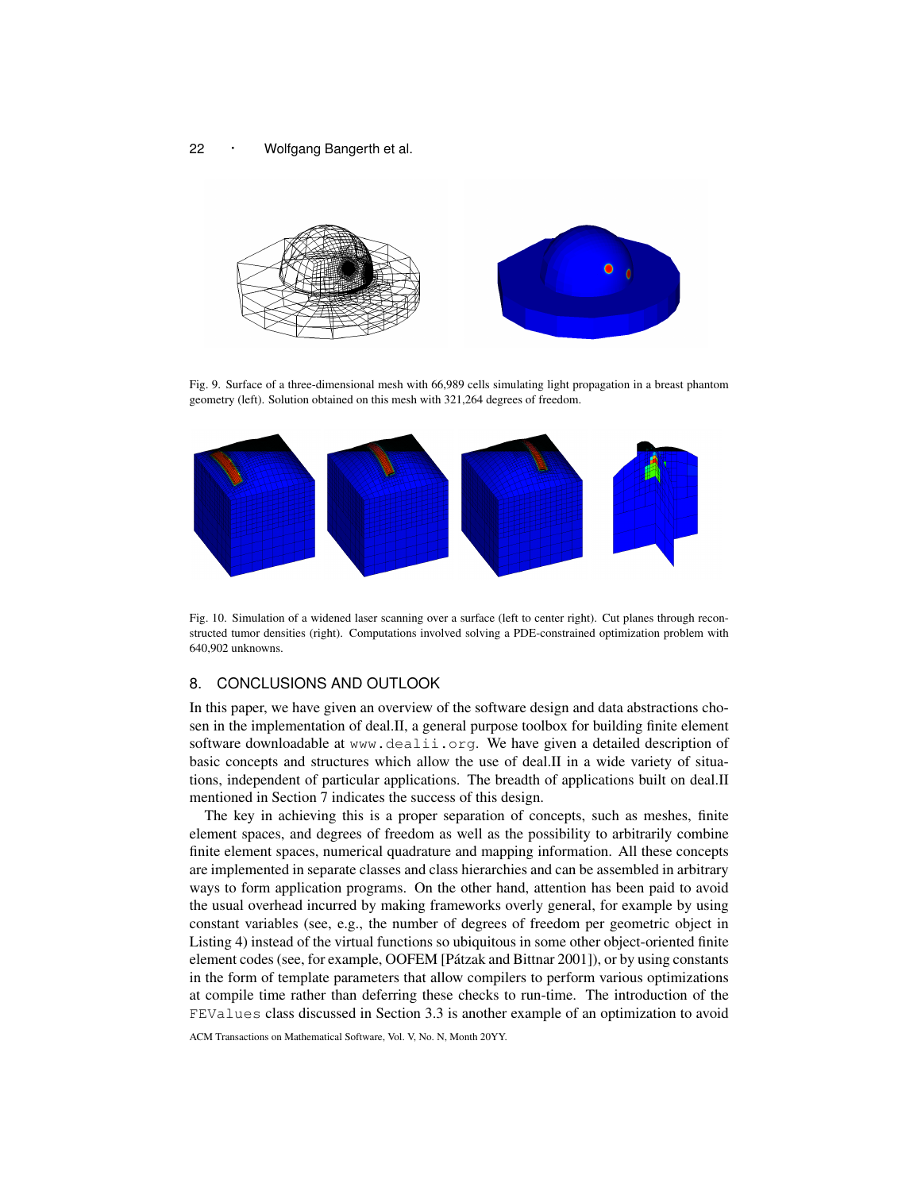Fig. 9. Surface of a three-dimensional mesh with 66,989 cells simulating light propagation in a breast phantom geometry (left). Solution obtained on this mesh with 321,264 degrees of freedom.

Fig. 10. Simulation of a widened laser scanning over a surface (left to center right). Cut planes through reconstructed tumor densities (right). Computations involved solving a PDE-constrained optimization problem with 640,902 unknowns.

## 8. CONCLUSIONS AND OUTLOOK

In this paper, we have given an overview of the software design and data abstractions chosen in the implementation of deal.II, a general purpose toolbox for building finite element software downloadable at `www.dealii.org`. We have given a detailed description of basic concepts and structures which allow the use of deal.II in a wide variety of situations, independent of particular applications. The breadth of applications built on deal.II mentioned in Section 7 indicates the success of this design.

The key in achieving this is a proper separation of concepts, such as meshes, finite element spaces, and degrees of freedom as well as the possibility to arbitrarily combine finite element spaces, numerical quadrature and mapping information. All these concepts are implemented in separate classes and class hierarchies and can be assembled in arbitrary ways to form application programs. On the other hand, attention has been paid to avoid the usual overhead incurred by making frameworks overly general, for example by using constant variables (see, e.g., the number of degrees of freedom per geometric object in Listing 4) instead of the virtual functions so ubiquitous in some other object-oriented finite element codes (see, for example, OOFEM [Pátzak and Bittnar 2001]), or by using constants in the form of template parameters that allow compilers to perform various optimizations at compile time rather than deferring these checks to run-time. The introduction of the `FEValues` class discussed in Section 3.3 is another example of an optimization to avoid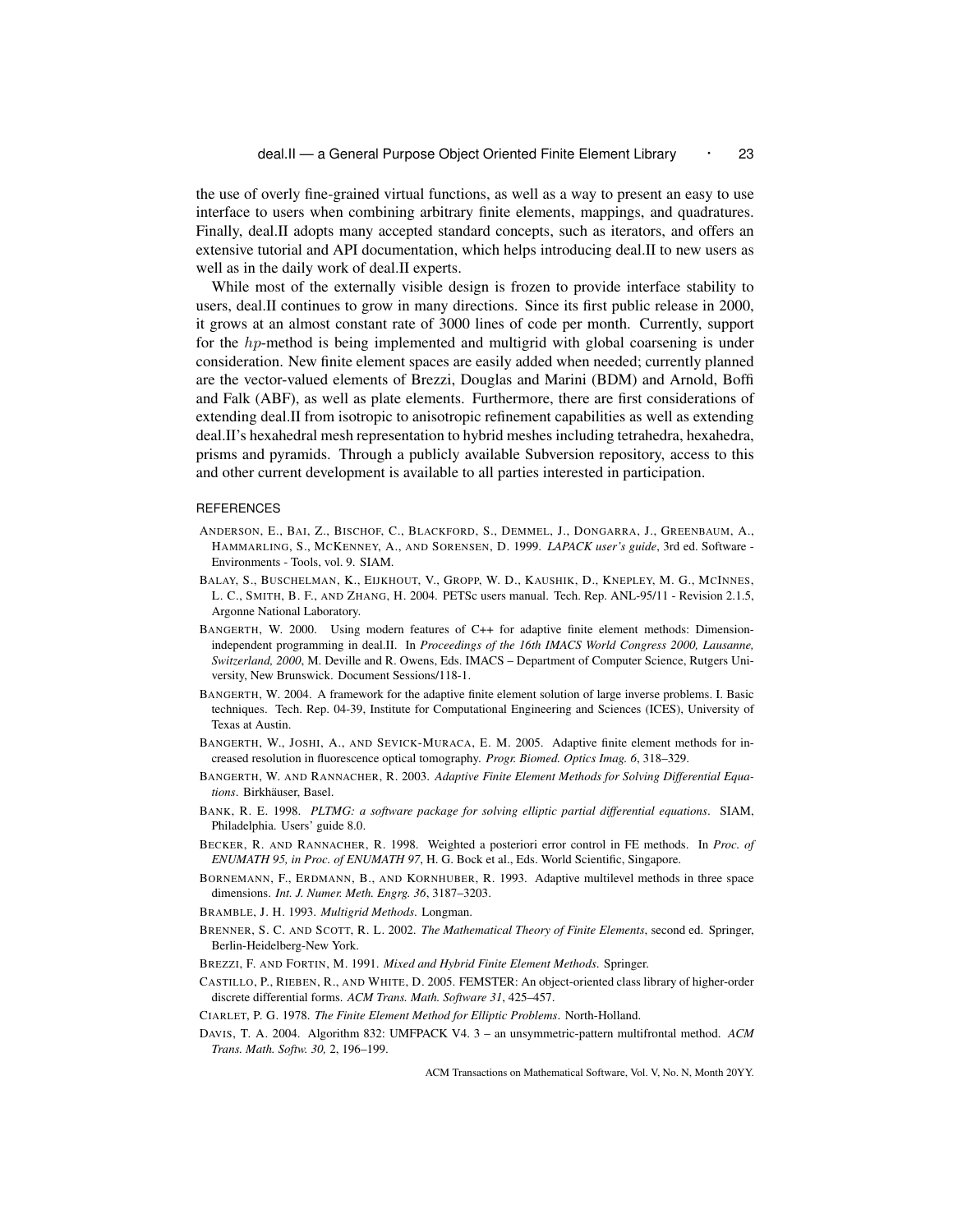the use of overly fine-grained virtual functions, as well as a way to present an easy to use interface to users when combining arbitrary finite elements, mappings, and quadratures. Finally, deal.II adopts many accepted standard concepts, such as iterators, and offers an extensive tutorial and API documentation, which helps introducing deal.II to new users as well as in the daily work of deal.II experts.

While most of the externally visible design is frozen to provide interface stability to users, deal.II continues to grow in many directions. Since its first public release in 2000, it grows at an almost constant rate of 3000 lines of code per month. Currently, support for the $hp$-method is being implemented and multigrid with global coarsening is under consideration. New finite element spaces are easily added when needed; currently planned are the vector-valued elements of Brezzi, Douglas and Marini (BDM) and Arnold, Boffi and Falk (ABF), as well as plate elements. Furthermore, there are first considerations of extending deal.II from isotropic to anisotropic refinement capabilities as well as extending deal.II's hexahedral mesh representation to hybrid meshes including tetrahedra, hexahedra, prisms and pyramids. Through a publicly available Subversion repository, access to this and other current development is available to all parties interested in participation.

## REFERENCES

Anderson, E., Bai, Z., Bischof, C., Blackford, S., Demmel, J., Dongarra, J., Greenbaum, A., Hammarling, S., McKenney, A., and Sorensen, D. 1999. *LAPACK user's guide*, 3rd ed. Software - Environments - Tools, vol. 9. SIAM.

Balay, S., Buschelman, K., Eijkhout, V., Gropp, W. D., Kaushik, D., Knepley, M. G., McInnes, L. C., Smith, B. F., and Zhang, H. 2004. PETSc users manual. Tech. Rep. ANL-95/11 - Revision 2.1.5, Argonne National Laboratory.

Bangerth, W. 2000. Using modern features of C++ for adaptive finite element methods: Dimension-independent programming in deal.II. In *Proceedings of the 16th IMACS World Congress 2000, Lausanne, Switzerland, 2000*, M. Deville and R. Owens, Eds. IMACS – Department of Computer Science, Rutgers University, New Brunswick. Document Sessions/118-1.

Bangerth, W. 2004. A framework for the adaptive finite element solution of large inverse problems. I. Basic techniques. Tech. Rep. 04-39, Institute for Computational Engineering and Sciences (ICES), University of Texas at Austin.

Bangerth, W., Joshi, A., and Sevick-Muraca, E. M. 2005. Adaptive finite element methods for increased resolution in fluorescence optical tomography. *Progr. Biomed. Optics Imag. 6*, 318–329.

Bangerth, W. and Rannacher, R. 2003. *Adaptive Finite Element Methods for Solving Differential Equations*. Birkhäuser, Basel.

Bank, R. E. 1998. *PLTMG: a software package for solving elliptic partial differential equations*. SIAM, Philadelphia. Users' guide 8.0.

Becker, R. and Rannacher, R. 1998. Weighted a posteriori error control in FE methods. In *Proc. of ENUMATH 95, in Proc. of ENUMATH 97*, H. G. Bock et al., Eds. World Scientific, Singapore.

Bornemann, F., Erdmann, B., and Kornhuber, R. 1993. Adaptive multilevel methods in three space dimensions. *Int. J. Numer. Meth. Engrg. 36*, 3187–3203.

Bramble, J. H. 1993. *Multigrid Methods*. Longman.

Brenner, S. C. and Scott, R. L. 2002. *The Mathematical Theory of Finite Elements*, second ed. Springer, Berlin-Heidelberg-New York.

Brezzi, F. and Fortin, M. 1991. *Mixed and Hybrid Finite Element Methods*. Springer.

Castillo, P., Rieben, R., and White, D. 2005. FEMSTER: An object-oriented class library of higher-order discrete differential forms. *ACM Trans. Math. Software 31*, 425–457.

Ciarlet, P. G. 1978. *The Finite Element Method for Elliptic Problems*. North-Holland.

Davis, T. A. 2004. Algorithm 832: UMFPACK V4. 3 – an unsymmetric-pattern multifrontal method. *ACM Trans. Math. Softw. 30,* 2, 196–199.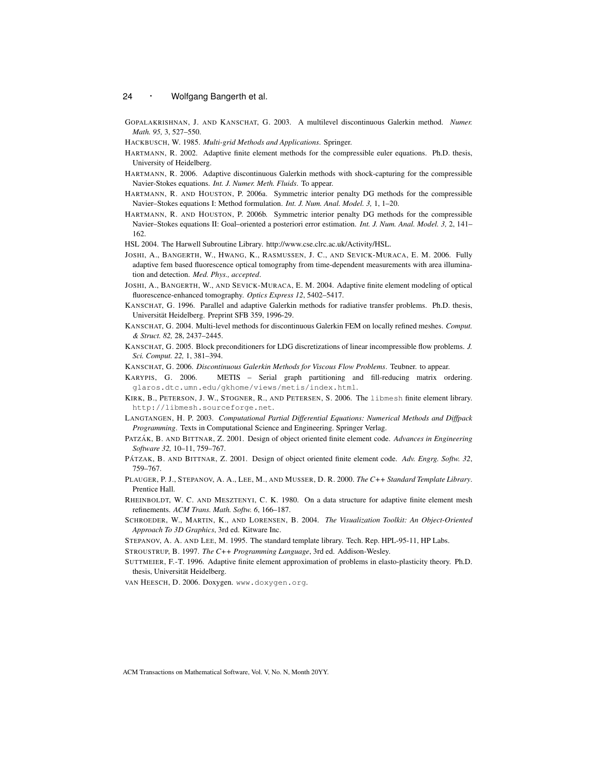GOPALAKRISHNAN, J. AND KANSCHAT, G. 2003. A multilevel discontinuous Galerkin method. *Numer. Math. 95,* 3, 527–550.

HACKBUSCH, W. 1985. *Multi-grid Methods and Applications*. Springer.

HARTMANN, R. 2002. Adaptive finite element methods for the compressible euler equations. Ph.D. thesis, University of Heidelberg.

HARTMANN, R. 2006. Adaptive discontinuous Galerkin methods with shock-capturing for the compressible Navier-Stokes equations. *Int. J. Numer. Meth. Fluids*. To appear.

HARTMANN, R. AND HOUSTON, P. 2006a. Symmetric interior penalty DG methods for the compressible Navier–Stokes equations I: Method formulation. *Int. J. Num. Anal. Model. 3,* 1, 1–20.

HARTMANN, R. AND HOUSTON, P. 2006b. Symmetric interior penalty DG methods for the compressible Navier–Stokes equations II: Goal–oriented a posteriori error estimation. *Int. J. Num. Anal. Model. 3,* 2, 141–162.

HSL 2004. The Harwell Subroutine Library. http://www.cse.clrc.ac.uk/Activity/HSL.

JOSHI, A., BANGERTH, W., HWANG, K., RASMUSSEN, J. C., AND SEVICK-MURACA, E. M. 2006. Fully adaptive fem based fluorescence optical tomography from time-dependent measurements with area illumination and detection. *Med. Phys., accepted*.

JOSHI, A., BANGERTH, W., AND SEVICK-MURACA, E. M. 2004. Adaptive finite element modeling of optical fluorescence-enhanced tomography. *Optics Express 12*, 5402–5417.

KANSCHAT, G. 1996. Parallel and adaptive Galerkin methods for radiative transfer problems. Ph.D. thesis, Universität Heidelberg. Preprint SFB 359, 1996-29.

KANSCHAT, G. 2004. Multi-level methods for discontinuous Galerkin FEM on locally refined meshes. *Comput. & Struct. 82,* 28, 2437–2445.

KANSCHAT, G. 2005. Block preconditioners for LDG discretizations of linear incompressible flow problems. *J. Sci. Comput. 22,* 1, 381–394.

KANSCHAT, G. 2006. *Discontinuous Galerkin Methods for Viscous Flow Problems*. Teubner. to appear.

KARYPIS, G. 2006. METIS – Serial graph partitioning and fill-reducing matrix ordering. `glaros.dtc.umn.edu/gkhome/views/metis/index.html`.

KIRK, B., PETERSON, J. W., STOGNER, R., AND PETERSEN, S. 2006. The `libmesh` finite element library. `http://libmesh.sourceforge.net`.

LANGTANGEN, H. P. 2003. *Computational Partial Differential Equations: Numerical Methods and Diffpack Programming*. Texts in Computational Science and Engineering. Springer Verlag.

PATZÁK, B. AND BITTNAR, Z. 2001. Design of object oriented finite element code. *Advances in Engineering Software 32,* 10–11, 759–767.

PÁTZAK, B. AND BITTNAR, Z. 2001. Design of object oriented finite element code. *Adv. Engrg. Softw. 32*, 759–767.

PLAUGER, P. J., STEPANOV, A. A., LEE, M., AND MUSSER, D. R. 2000. *The C++ Standard Template Library*. Prentice Hall.

RHEINBOLDT, W. C. AND MESZTENYI, C. K. 1980. On a data structure for adaptive finite element mesh refinements. *ACM Trans. Math. Softw. 6*, 166–187.

SCHROEDER, W., MARTIN, K., AND LORENSEN, B. 2004. *The Visualization Toolkit: An Object-Oriented Approach To 3D Graphics*, 3rd ed. Kitware Inc.

STEPANOV, A. A. AND LEE, M. 1995. The standard template library. Tech. Rep. HPL-95-11, HP Labs.

STROUSTRUP, B. 1997. *The C++ Programming Language*, 3rd ed. Addison-Wesley.

SUTTMEIER, F.-T. 1996. Adaptive finite element approximation of problems in elasto-plasticity theory. Ph.D. thesis, Universität Heidelberg.

VAN HEESCH, D. 2006. Doxygen. `www.doxygen.org`.